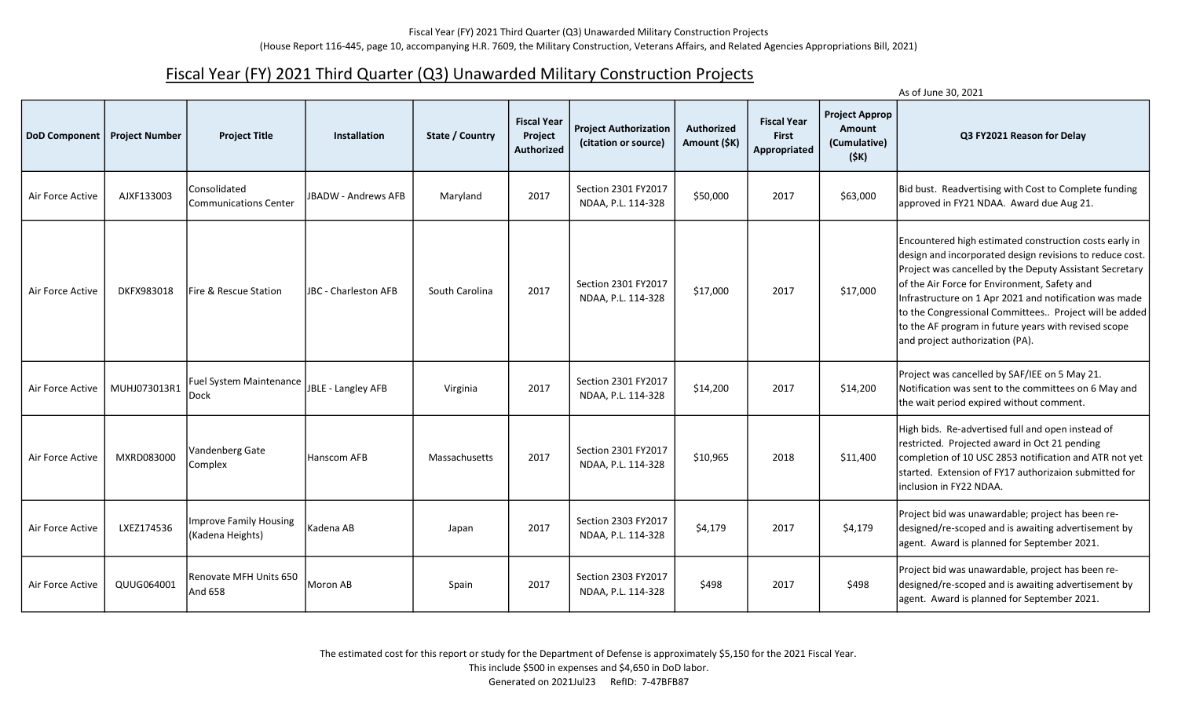Fiscal Year (FY) 2021 Third Quarter (Q3) Unawarded Military Construction Projects
(House Report 116-445, page 10, accompanying H.R. 7609, the Military Construction, Veterans Affairs, and Related Agencies Appropriations Bill, 2021)

# Fiscal Year (FY) 2021 Third Quarter (Q3) Unawarded Military Construction Projects

As of June 30, 2021

| DoD Component | Project Number | Project Title | Installation | State / Country | Fiscal Year Project Authorized | Project Authorization (citation or source) | Authorized Amount ($K) | Fiscal Year First Appropriated | Project Approp Amount (Cumulative) ($K) | Q3 FY2021 Reason for Delay |
|---|---|---|---|---|---|---|---|---|---|---|
| Air Force Active | AJXF133003 | Consolidated Communications Center | JBADW - Andrews AFB | Maryland | 2017 | Section 2301 FY2017 NDAA, P.L. 114-328 | $50,000 | 2017 | $63,000 | Bid bust. Readvertising with Cost to Complete funding approved in FY21 NDAA. Award due Aug 21. |
| Air Force Active | DKFX983018 | Fire & Rescue Station | JBC - Charleston AFB | South Carolina | 2017 | Section 2301 FY2017 NDAA, P.L. 114-328 | $17,000 | 2017 | $17,000 | Encountered high estimated construction costs early in design and incorporated design revisions to reduce cost. Project was cancelled by the Deputy Assistant Secretary of the Air Force for Environment, Safety and Infrastructure on 1 Apr 2021 and notification was made to the Congressional Committees.. Project will be added to the AF program in future years with revised scope and project authorization (PA). |
| Air Force Active | MUHJ073013R1 | Fuel System Maintenance Dock | JBLE - Langley AFB | Virginia | 2017 | Section 2301 FY2017 NDAA, P.L. 114-328 | $14,200 | 2017 | $14,200 | Project was cancelled by SAF/IEE on 5 May 21. Notification was sent to the committees on 6 May and the wait period expired without comment. |
| Air Force Active | MXRD083000 | Vandenberg Gate Complex | Hanscom AFB | Massachusetts | 2017 | Section 2301 FY2017 NDAA, P.L. 114-328 | $10,965 | 2018 | $11,400 | High bids. Re-advertised full and open instead of restricted. Projected award in Oct 21 pending completion of 10 USC 2853 notification and ATR not yet started. Extension of FY17 authorizaion submitted for inclusion in FY22 NDAA. |
| Air Force Active | LXEZ174536 | Improve Family Housing (Kadena Heights) | Kadena AB | Japan | 2017 | Section 2303 FY2017 NDAA, P.L. 114-328 | $4,179 | 2017 | $4,179 | Project bid was unawardable; project has been re-designed/re-scoped and is awaiting advertisement by agent. Award is planned for September 2021. |
| Air Force Active | QUUG064001 | Renovate MFH Units 650 And 658 | Moron AB | Spain | 2017 | Section 2303 FY2017 NDAA, P.L. 114-328 | $498 | 2017 | $498 | Project bid was unawardable, project has been re-designed/re-scoped and is awaiting advertisement by agent. Award is planned for September 2021. |

The estimated cost for this report or study for the Department of Defense is approximately $5,150 for the 2021 Fiscal Year.
This include $500 in expenses and $4,650 in DoD labor.
Generated on 2021Jul23 RefID: 7-47BFB87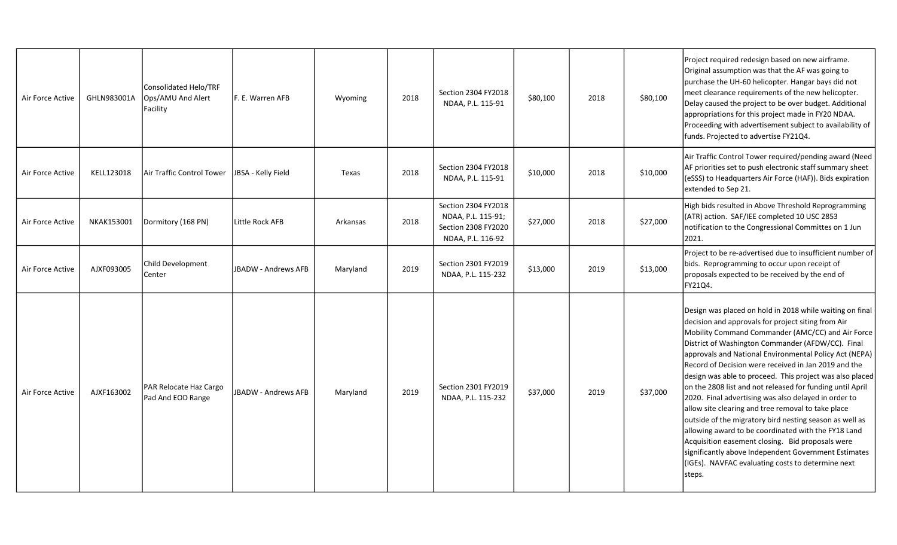| | | | | | | | | | | |
|---|---|---|---|---|---|---|---|---|---|---|
| Air Force Active | GHLN983001A | Consolidated Helo/TRF Ops/AMU And Alert Facility | F. E. Warren AFB | Wyoming | 2018 | Section 2304 FY2018 NDAA, P.L. 115-91 | $80,100 | 2018 | $80,100 | Project required redesign based on new airframe. Original assumption was that the AF was going to purchase the UH-60 helicopter. Hangar bays did not meet clearance requirements of the new helicopter. Delay caused the project to be over budget. Additional appropriations for this project made in FY20 NDAA. Proceeding with advertisement subject to availability of funds. Projected to advertise FY21Q4. |
| Air Force Active | KELL123018 | Air Traffic Control Tower | JBSA - Kelly Field | Texas | 2018 | Section 2304 FY2018 NDAA, P.L. 115-91 | $10,000 | 2018 | $10,000 | Air Traffic Control Tower required/pending award (Need AF priorities set to push electronic staff summary sheet (eSSS) to Headquarters Air Force (HAF)). Bids expiration extended to Sep 21. |
| Air Force Active | NKAK153001 | Dormitory (168 PN) | Little Rock AFB | Arkansas | 2018 | Section 2304 FY2018 NDAA, P.L. 115-91; Section 2308 FY2020 NDAA, P.L. 116-92 | $27,000 | 2018 | $27,000 | High bids resulted in Above Threshold Reprogramming (ATR) action. SAF/IEE completed 10 USC 2853 notification to the Congressional Committes on 1 Jun 2021. |
| Air Force Active | AJXF093005 | Child Development Center | JBADW - Andrews AFB | Maryland | 2019 | Section 2301 FY2019 NDAA, P.L. 115-232 | $13,000 | 2019 | $13,000 | Project to be re-advertised due to insufficient number of bids. Reprogramming to occur upon receipt of proposals expected to be received by the end of FY21Q4. |
| Air Force Active | AJXF163002 | PAR Relocate Haz Cargo Pad And EOD Range | JBADW - Andrews AFB | Maryland | 2019 | Section 2301 FY2019 NDAA, P.L. 115-232 | $37,000 | 2019 | $37,000 | Design was placed on hold in 2018 while waiting on final decision and approvals for project siting from Air Mobility Command Commander (AMC/CC) and Air Force District of Washington Commander (AFDW/CC). Final approvals and National Environmental Policy Act (NEPA) Record of Decision were received in Jan 2019 and the design was able to proceed. This project was also placed on the 2808 list and not released for funding until April 2020. Final advertising was also delayed in order to allow site clearing and tree removal to take place outside of the migratory bird nesting season as well as allowing award to be coordinated with the FY18 Land Acquisition easement closing. Bid proposals were significantly above Independent Government Estimates (IGEs). NAVFAC evaluating costs to determine next steps. |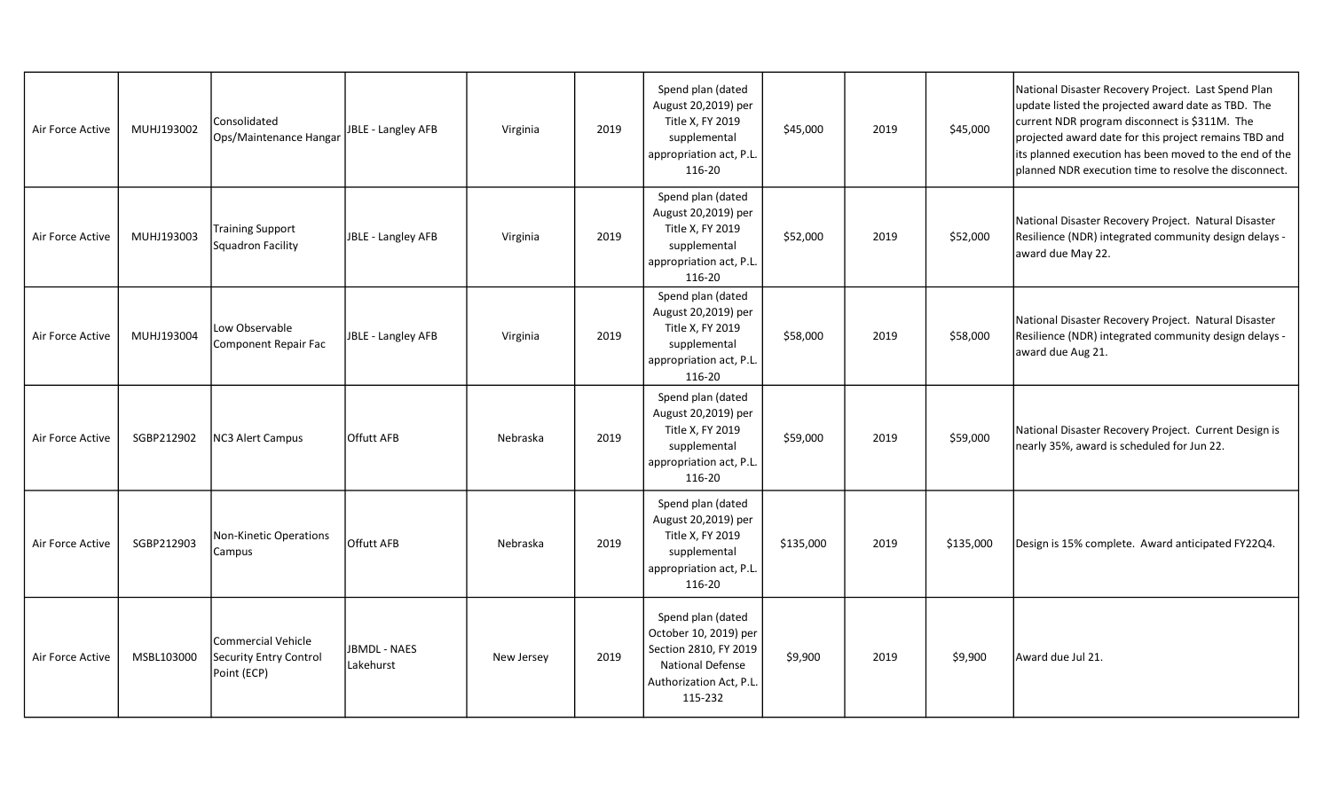| | | | | | | | | | | |
|---|---|---|---|---|---|---|---|---|---|---|
| Air Force Active | MUHJ193002 | Consolidated Ops/Maintenance Hangar | JBLE - Langley AFB | Virginia | 2019 | Spend plan (dated August 20,2019) per Title X, FY 2019 supplemental appropriation act, P.L. 116-20 | $45,000 | 2019 | $45,000 | National Disaster Recovery Project. Last Spend Plan update listed the projected award date as TBD. The current NDR program disconnect is $311M. The projected award date for this project remains TBD and its planned execution has been moved to the end of the planned NDR execution time to resolve the disconnect. |
| Air Force Active | MUHJ193003 | Training Support Squadron Facility | JBLE - Langley AFB | Virginia | 2019 | Spend plan (dated August 20,2019) per Title X, FY 2019 supplemental appropriation act, P.L. 116-20 | $52,000 | 2019 | $52,000 | National Disaster Recovery Project. Natural Disaster Resilience (NDR) integrated community design delays - award due May 22. |
| Air Force Active | MUHJ193004 | Low Observable Component Repair Fac | JBLE - Langley AFB | Virginia | 2019 | Spend plan (dated August 20,2019) per Title X, FY 2019 supplemental appropriation act, P.L. 116-20 | $58,000 | 2019 | $58,000 | National Disaster Recovery Project. Natural Disaster Resilience (NDR) integrated community design delays - award due Aug 21. |
| Air Force Active | SGBP212902 | NC3 Alert Campus | Offutt AFB | Nebraska | 2019 | Spend plan (dated August 20,2019) per Title X, FY 2019 supplemental appropriation act, P.L. 116-20 | $59,000 | 2019 | $59,000 | National Disaster Recovery Project. Current Design is nearly 35%, award is scheduled for Jun 22. |
| Air Force Active | SGBP212903 | Non-Kinetic Operations Campus | Offutt AFB | Nebraska | 2019 | Spend plan (dated August 20,2019) per Title X, FY 2019 supplemental appropriation act, P.L. 116-20 | $135,000 | 2019 | $135,000 | Design is 15% complete. Award anticipated FY22Q4. |
| Air Force Active | MSBL103000 | Commercial Vehicle Security Entry Control Point (ECP) | JBMDL - NAES Lakehurst | New Jersey | 2019 | Spend plan (dated October 10, 2019) per Section 2810, FY 2019 National Defense Authorization Act, P.L. 115-232 | $9,900 | 2019 | $9,900 | Award due Jul 21. |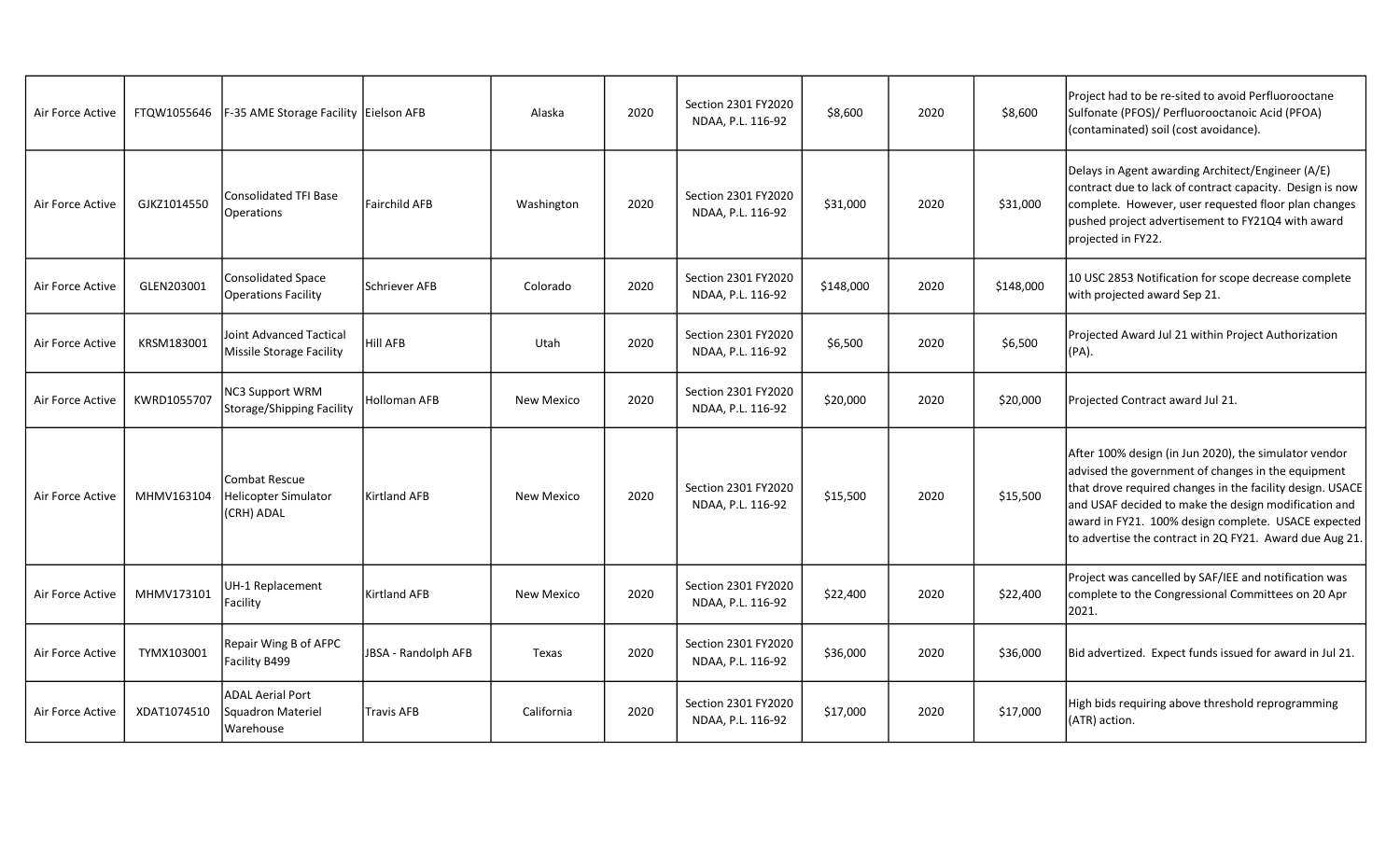| | | | | | | | | | | |
|---|---|---|---|---|---|---|---|---|---|---|
| Air Force Active | FTQW1055646 | F-35 AME Storage Facility | Eielson AFB | Alaska | 2020 | Section 2301 FY2020 NDAA, P.L. 116-92 | $8,600 | 2020 | $8,600 | Project had to be re-sited to avoid Perfluorooctane Sulfonate (PFOS)/ Perfluorooctanoic Acid (PFOA) (contaminated) soil (cost avoidance). |
| Air Force Active | GJKZ1014550 | Consolidated TFI Base Operations | Fairchild AFB | Washington | 2020 | Section 2301 FY2020 NDAA, P.L. 116-92 | $31,000 | 2020 | $31,000 | Delays in Agent awarding Architect/Engineer (A/E) contract due to lack of contract capacity. Design is now complete. However, user requested floor plan changes pushed project advertisement to FY21Q4 with award projected in FY22. |
| Air Force Active | GLEN203001 | Consolidated Space Operations Facility | Schriever AFB | Colorado | 2020 | Section 2301 FY2020 NDAA, P.L. 116-92 | $148,000 | 2020 | $148,000 | 10 USC 2853 Notification for scope decrease complete with projected award Sep 21. |
| Air Force Active | KRSM183001 | Joint Advanced Tactical Missile Storage Facility | Hill AFB | Utah | 2020 | Section 2301 FY2020 NDAA, P.L. 116-92 | $6,500 | 2020 | $6,500 | Projected Award Jul 21 within Project Authorization (PA). |
| Air Force Active | KWRD1055707 | NC3 Support WRM Storage/Shipping Facility | Holloman AFB | New Mexico | 2020 | Section 2301 FY2020 NDAA, P.L. 116-92 | $20,000 | 2020 | $20,000 | Projected Contract award Jul 21. |
| Air Force Active | MHMV163104 | Combat Rescue Helicopter Simulator (CRH) ADAL | Kirtland AFB | New Mexico | 2020 | Section 2301 FY2020 NDAA, P.L. 116-92 | $15,500 | 2020 | $15,500 | After 100% design (in Jun 2020), the simulator vendor advised the government of changes in the equipment that drove required changes in the facility design. USACE and USAF decided to make the design modification and award in FY21. 100% design complete. USACE expected to advertise the contract in 2Q FY21. Award due Aug 21. |
| Air Force Active | MHMV173101 | UH-1 Replacement Facility | Kirtland AFB | New Mexico | 2020 | Section 2301 FY2020 NDAA, P.L. 116-92 | $22,400 | 2020 | $22,400 | Project was cancelled by SAF/IEE and notification was complete to the Congressional Committees on 20 Apr 2021. |
| Air Force Active | TYMX103001 | Repair Wing B of AFPC Facility B499 | JBSA - Randolph AFB | Texas | 2020 | Section 2301 FY2020 NDAA, P.L. 116-92 | $36,000 | 2020 | $36,000 | Bid advertized. Expect funds issued for award in Jul 21. |
| Air Force Active | XDAT1074510 | ADAL Aerial Port Squadron Materiel Warehouse | Travis AFB | California | 2020 | Section 2301 FY2020 NDAA, P.L. 116-92 | $17,000 | 2020 | $17,000 | High bids requiring above threshold reprogramming (ATR) action. |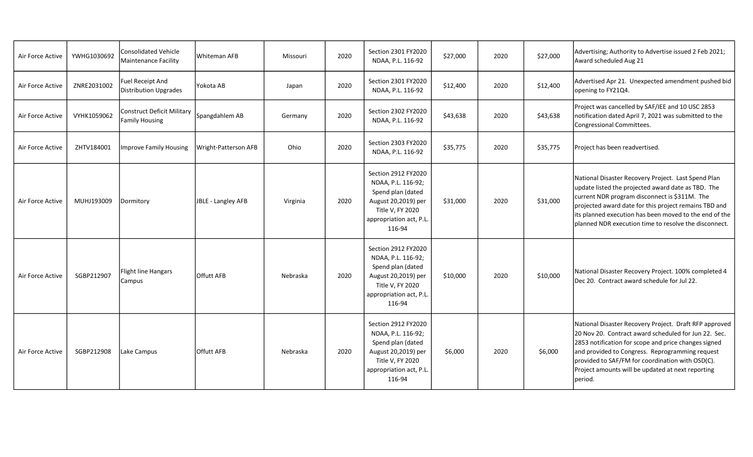| Air Force Active | YWHG1030692 | Consolidated Vehicle Maintenance Facility | Whiteman AFB | Missouri | 2020 | Section 2301 FY2020 NDAA, P.L. 116-92 | $27,000 | 2020 | $27,000 | Advertising; Authority to Advertise issued 2 Feb 2021; Award scheduled Aug 21 |
|---|---|---|---|---|---|---|---|---|---|---|
| Air Force Active | ZNRE2031002 | Fuel Receipt And Distribution Upgrades | Yokota AB | Japan | 2020 | Section 2301 FY2020 NDAA, P.L. 116-92 | $12,400 | 2020 | $12,400 | Advertised Apr 21. Unexpected amendment pushed bid opening to FY21Q4. |
| Air Force Active | VYHK1059062 | Construct Deficit Military Family Housing | Spangdahlem AB | Germany | 2020 | Section 2302 FY2020 NDAA, P.L. 116-92 | $43,638 | 2020 | $43,638 | Project was cancelled by SAF/IEE and 10 USC 2853 notification dated April 7, 2021 was submitted to the Congressional Committees. |
| Air Force Active | ZHTV184001 | Improve Family Housing | Wright-Patterson AFB | Ohio | 2020 | Section 2303 FY2020 NDAA, P.L. 116-92 | $35,775 | 2020 | $35,775 | Project has been readvertised. |
| Air Force Active | MUHJ193009 | Dormitory | JBLE - Langley AFB | Virginia | 2020 | Section 2912 FY2020 NDAA, P.L. 116-92; Spend plan (dated August 20,2019) per Title V, FY 2020 appropriation act, P.L. 116-94 | $31,000 | 2020 | $31,000 | National Disaster Recovery Project. Last Spend Plan update listed the projected award date as TBD. The current NDR program disconnect is $311M. The projected award date for this project remains TBD and its planned execution has been moved to the end of the planned NDR execution time to resolve the disconnect. |
| Air Force Active | SGBP212907 | Flight line Hangars Campus | Offutt AFB | Nebraska | 2020 | Section 2912 FY2020 NDAA, P.L. 116-92; Spend plan (dated August 20,2019) per Title V, FY 2020 appropriation act, P.L. 116-94 | $10,000 | 2020 | $10,000 | National Disaster Recovery Project. 100% completed 4 Dec 20. Contract award schedule for Jul 22. |
| Air Force Active | SGBP212908 | Lake Campus | Offutt AFB | Nebraska | 2020 | Section 2912 FY2020 NDAA, P.L. 116-92; Spend plan (dated August 20,2019) per Title V, FY 2020 appropriation act, P.L. 116-94 | $6,000 | 2020 | $6,000 | National Disaster Recovery Project. Draft RFP approved 20 Nov 20. Contract award scheduled for Jun 22. Sec. 2853 notification for scope and price changes signed and provided to Congress. Reprogramming request provided to SAF/FM for coordination with OSD(C). Project amounts will be updated at next reporting period. |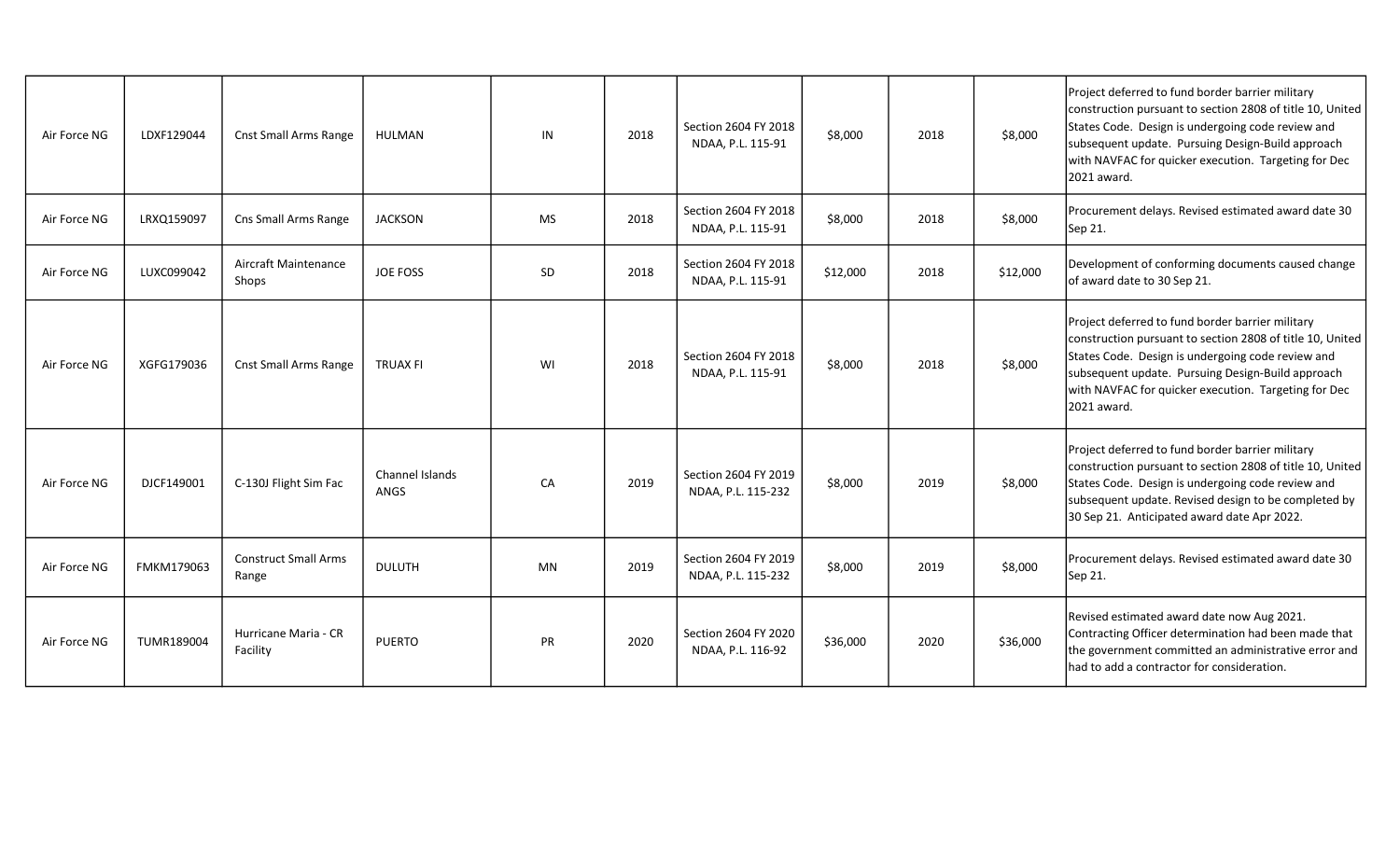| | | | | | | | | | | |
|---|---|---|---|---|---|---|---|---|---|---|
| Air Force NG | LDXF129044 | Cnst Small Arms Range | HULMAN | IN | 2018 | Section 2604 FY 2018 NDAA, P.L. 115-91 | \$8,000 | 2018 | \$8,000 | Project deferred to fund border barrier military construction pursuant to section 2808 of title 10, United States Code. Design is undergoing code review and subsequent update. Pursuing Design-Build approach with NAVFAC for quicker execution. Targeting for Dec 2021 award. |
| Air Force NG | LRXQ159097 | Cns Small Arms Range | JACKSON | MS | 2018 | Section 2604 FY 2018 NDAA, P.L. 115-91 | \$8,000 | 2018 | \$8,000 | Procurement delays. Revised estimated award date 30 Sep 21. |
| Air Force NG | LUXC099042 | Aircraft Maintenance Shops | JOE FOSS | SD | 2018 | Section 2604 FY 2018 NDAA, P.L. 115-91 | \$12,000 | 2018 | \$12,000 | Development of conforming documents caused change of award date to 30 Sep 21. |
| Air Force NG | XGFG179036 | Cnst Small Arms Range | TRUAX FI | WI | 2018 | Section 2604 FY 2018 NDAA, P.L. 115-91 | \$8,000 | 2018 | \$8,000 | Project deferred to fund border barrier military construction pursuant to section 2808 of title 10, United States Code. Design is undergoing code review and subsequent update. Pursuing Design-Build approach with NAVFAC for quicker execution. Targeting for Dec 2021 award. |
| Air Force NG | DJCF149001 | C-130J Flight Sim Fac | Channel Islands ANGS | CA | 2019 | Section 2604 FY 2019 NDAA, P.L. 115-232 | \$8,000 | 2019 | \$8,000 | Project deferred to fund border barrier military construction pursuant to section 2808 of title 10, United States Code. Design is undergoing code review and subsequent update. Revised design to be completed by 30 Sep 21. Anticipated award date Apr 2022. |
| Air Force NG | FMKM179063 | Construct Small Arms Range | DULUTH | MN | 2019 | Section 2604 FY 2019 NDAA, P.L. 115-232 | \$8,000 | 2019 | \$8,000 | Procurement delays. Revised estimated award date 30 Sep 21. |
| Air Force NG | TUMR189004 | Hurricane Maria - CR Facility | PUERTO | PR | 2020 | Section 2604 FY 2020 NDAA, P.L. 116-92 | \$36,000 | 2020 | \$36,000 | Revised estimated award date now Aug 2021. Contracting Officer determination had been made that the government committed an administrative error and had to add a contractor for consideration. |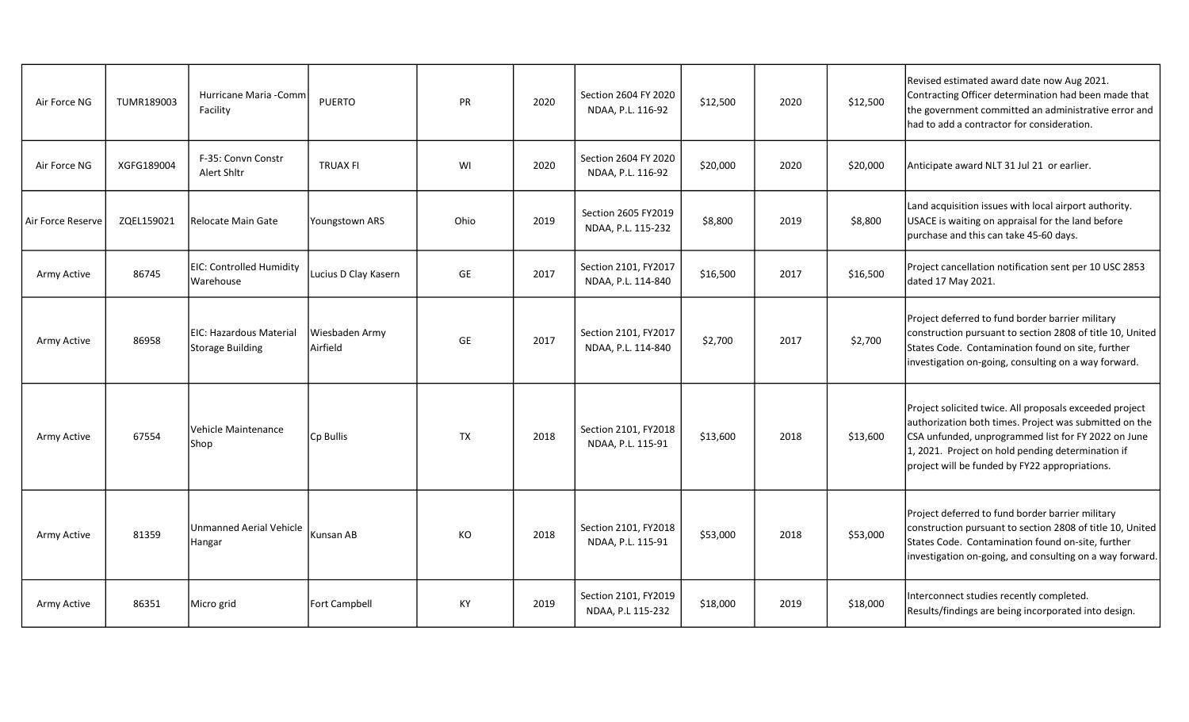| Air Force NG | TUMR189003 | Hurricane Maria -Comm Facility | PUERTO | PR | 2020 | Section 2604 FY 2020 NDAA, P.L. 116-92 | $12,500 | 2020 | $12,500 | Revised estimated award date now Aug 2021. Contracting Officer determination had been made that the government committed an administrative error and had to add a contractor for consideration. |
|---|---|---|---|---|---|---|---|---|---|---|
| Air Force NG | XGFG189004 | F-35: Convn Constr Alert Shltr | TRUAX FI | WI | 2020 | Section 2604 FY 2020 NDAA, P.L. 116-92 | $20,000 | 2020 | $20,000 | Anticipate award NLT 31 Jul 21 or earlier. |
| Air Force Reserve | ZQEL159021 | Relocate Main Gate | Youngstown ARS | Ohio | 2019 | Section 2605 FY2019 NDAA, P.L. 115-232 | $8,800 | 2019 | $8,800 | Land acquisition issues with local airport authority. USACE is waiting on appraisal for the land before purchase and this can take 45-60 days. |
| Army Active | 86745 | EIC: Controlled Humidity Warehouse | Lucius D Clay Kasern | GE | 2017 | Section 2101, FY2017 NDAA, P.L. 114-840 | $16,500 | 2017 | $16,500 | Project cancellation notification sent per 10 USC 2853 dated 17 May 2021. |
| Army Active | 86958 | EIC: Hazardous Material Storage Building | Wiesbaden Army Airfield | GE | 2017 | Section 2101, FY2017 NDAA, P.L. 114-840 | $2,700 | 2017 | $2,700 | Project deferred to fund border barrier military construction pursuant to section 2808 of title 10, United States Code. Contamination found on site, further investigation on-going, consulting on a way forward. |
| Army Active | 67554 | Vehicle Maintenance Shop | Cp Bullis | TX | 2018 | Section 2101, FY2018 NDAA, P.L. 115-91 | $13,600 | 2018 | $13,600 | Project solicited twice. All proposals exceeded project authorization both times. Project was submitted on the CSA unfunded, unprogrammed list for FY 2022 on June 1, 2021. Project on hold pending determination if project will be funded by FY22 appropriations. |
| Army Active | 81359 | Unmanned Aerial Vehicle Hangar | Kunsan AB | KO | 2018 | Section 2101, FY2018 NDAA, P.L. 115-91 | $53,000 | 2018 | $53,000 | Project deferred to fund border barrier military construction pursuant to section 2808 of title 10, United States Code. Contamination found on-site, further investigation on-going, and consulting on a way forward. |
| Army Active | 86351 | Micro grid | Fort Campbell | KY | 2019 | Section 2101, FY2019 NDAA, P.L 115-232 | $18,000 | 2019 | $18,000 | Interconnect studies recently completed. Results/findings are being incorporated into design. |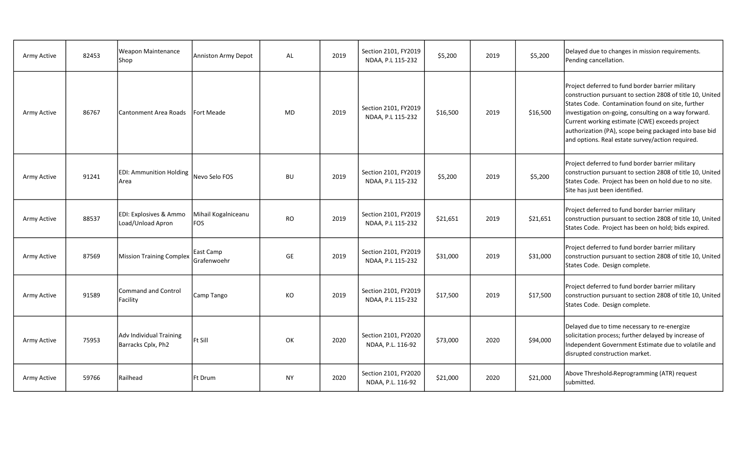| | | | | | | | | | | |
|---|---|---|---|---|---|---|---|---|---|---|
| Army Active | 82453 | Weapon Maintenance Shop | Anniston Army Depot | AL | 2019 | Section 2101, FY2019 NDAA, P.L 115-232 | $5,200 | 2019 | $5,200 | Delayed due to changes in mission requirements. Pending cancellation. |
| Army Active | 86767 | Cantonment Area Roads | Fort Meade | MD | 2019 | Section 2101, FY2019 NDAA, P.L 115-232 | $16,500 | 2019 | $16,500 | Project deferred to fund border barrier military construction pursuant to section 2808 of title 10, United States Code. Contamination found on site, further investigation on-going, consulting on a way forward. Current working estimate (CWE) exceeds project authorization (PA), scope being packaged into base bid and options. Real estate survey/action required. |
| Army Active | 91241 | EDI: Ammunition Holding Area | Nevo Selo FOS | BU | 2019 | Section 2101, FY2019 NDAA, P.L 115-232 | $5,200 | 2019 | $5,200 | Project deferred to fund border barrier military construction pursuant to section 2808 of title 10, United States Code. Project has been on hold due to no site. Site has just been identified. |
| Army Active | 88537 | EDI: Explosives & Ammo Load/Unload Apron | Mihail Kogalniceanu FOS | RO | 2019 | Section 2101, FY2019 NDAA, P.L 115-232 | $21,651 | 2019 | $21,651 | Project deferred to fund border barrier military construction pursuant to section 2808 of title 10, United States Code. Project has been on hold; bids expired. |
| Army Active | 87569 | Mission Training Complex | East Camp Grafenwoehr | GE | 2019 | Section 2101, FY2019 NDAA, P.L 115-232 | $31,000 | 2019 | $31,000 | Project deferred to fund border barrier military construction pursuant to section 2808 of title 10, United States Code. Design complete. |
| Army Active | 91589 | Command and Control Facility | Camp Tango | KO | 2019 | Section 2101, FY2019 NDAA, P.L 115-232 | $17,500 | 2019 | $17,500 | Project deferred to fund border barrier military construction pursuant to section 2808 of title 10, United States Code. Design complete. |
| Army Active | 75953 | Adv Individual Training Barracks Cplx, Ph2 | Ft Sill | OK | 2020 | Section 2101, FY2020 NDAA, P.L. 116-92 | $73,000 | 2020 | $94,000 | Delayed due to time necessary to re-energize solicitation process; further delayed by increase of Independent Government Estimate due to volatile and disrupted construction market. |
| Army Active | 59766 | Railhead | Ft Drum | NY | 2020 | Section 2101, FY2020 NDAA, P.L. 116-92 | $21,000 | 2020 | $21,000 | Above Threshold-Reprogramming (ATR) request submitted. |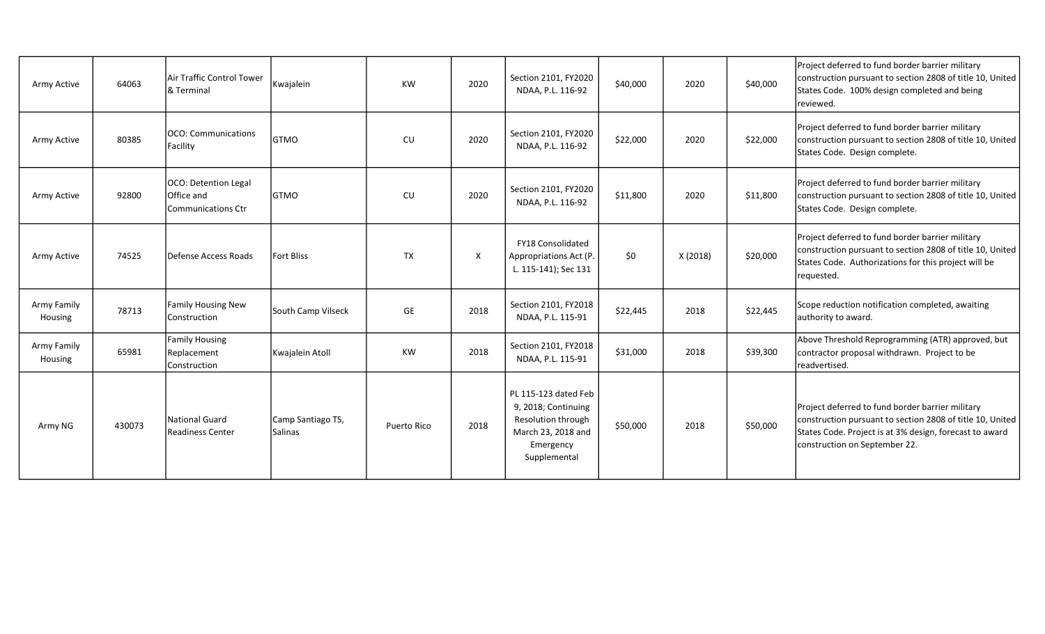| | | | | | | | | | | |
|---|---|---|---|---|---|---|---|---|---|---|
| Army Active | 64063 | Air Traffic Control Tower & Terminal | Kwajalein | KW | 2020 | Section 2101, FY2020 NDAA, P.L. 116-92 | $40,000 | 2020 | $40,000 | Project deferred to fund border barrier military construction pursuant to section 2808 of title 10, United States Code. 100% design completed and being reviewed. |
| Army Active | 80385 | OCO: Communications Facility | GTMO | CU | 2020 | Section 2101, FY2020 NDAA, P.L. 116-92 | $22,000 | 2020 | $22,000 | Project deferred to fund border barrier military construction pursuant to section 2808 of title 10, United States Code. Design complete. |
| Army Active | 92800 | OCO: Detention Legal Office and Communications Ctr | GTMO | CU | 2020 | Section 2101, FY2020 NDAA, P.L. 116-92 | $11,800 | 2020 | $11,800 | Project deferred to fund border barrier military construction pursuant to section 2808 of title 10, United States Code. Design complete. |
| Army Active | 74525 | Defense Access Roads | Fort Bliss | TX | X | FY18 Consolidated Appropriations Act (P. L. 115-141); Sec 131 | $0 | X (2018) | $20,000 | Project deferred to fund border barrier military construction pursuant to section 2808 of title 10, United States Code. Authorizations for this project will be requested. |
| Army Family Housing | 78713 | Family Housing New Construction | South Camp Vilseck | GE | 2018 | Section 2101, FY2018 NDAA, P.L. 115-91 | $22,445 | 2018 | $22,445 | Scope reduction notification completed, awaiting authority to award. |
| Army Family Housing | 65981 | Family Housing Replacement Construction | Kwajalein Atoll | KW | 2018 | Section 2101, FY2018 NDAA, P.L. 115-91 | $31,000 | 2018 | $39,300 | Above Threshold Reprogramming (ATR) approved, but contractor proposal withdrawn. Project to be readvertised. |
| Army NG | 430073 | National Guard Readiness Center | Camp Santiago TS, Salinas | Puerto Rico | 2018 | PL 115-123 dated Feb 9, 2018; Continuing Resolution through March 23, 2018 and Emergency Supplemental | $50,000 | 2018 | $50,000 | Project deferred to fund border barrier military construction pursuant to section 2808 of title 10, United States Code. Project is at 3% design, forecast to award construction on September 22. |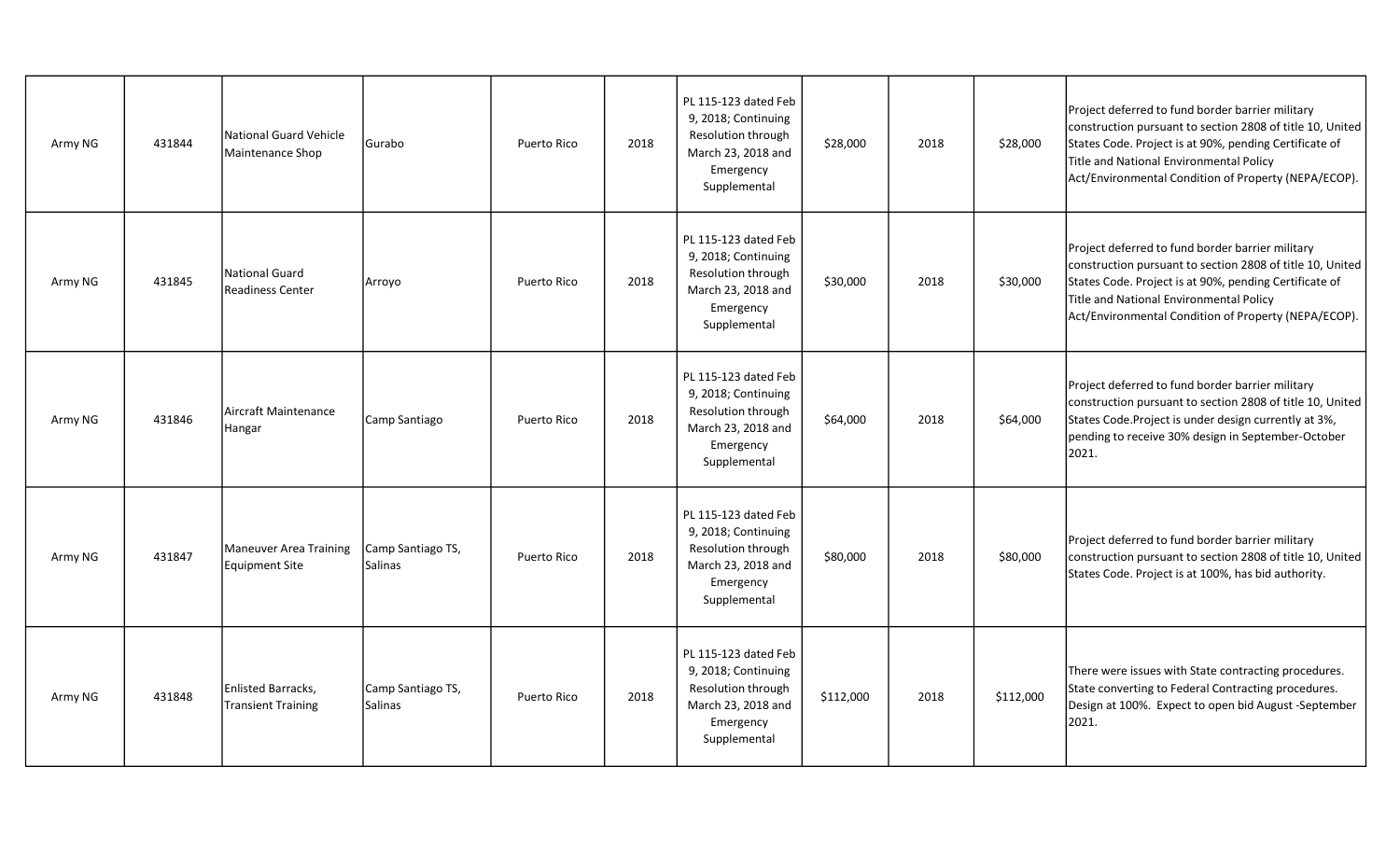| Army NG | 431844 | National Guard Vehicle Maintenance Shop | Gurabo | Puerto Rico | 2018 | PL 115-123 dated Feb 9, 2018; Continuing Resolution through March 23, 2018 and Emergency Supplemental | $28,000 | 2018 | $28,000 | Project deferred to fund border barrier military construction pursuant to section 2808 of title 10, United States Code. Project is at 90%, pending Certificate of Title and National Environmental Policy Act/Environmental Condition of Property (NEPA/ECOP). |
|---|---|---|---|---|---|---|---|---|---|---|
| Army NG | 431845 | National Guard Readiness Center | Arroyo | Puerto Rico | 2018 | PL 115-123 dated Feb 9, 2018; Continuing Resolution through March 23, 2018 and Emergency Supplemental | $30,000 | 2018 | $30,000 | Project deferred to fund border barrier military construction pursuant to section 2808 of title 10, United States Code. Project is at 90%, pending Certificate of Title and National Environmental Policy Act/Environmental Condition of Property (NEPA/ECOP). |
| Army NG | 431846 | Aircraft Maintenance Hangar | Camp Santiago | Puerto Rico | 2018 | PL 115-123 dated Feb 9, 2018; Continuing Resolution through March 23, 2018 and Emergency Supplemental | $64,000 | 2018 | $64,000 | Project deferred to fund border barrier military construction pursuant to section 2808 of title 10, United States Code.Project is under design currently at 3%, pending to receive 30% design in September-October 2021. |
| Army NG | 431847 | Maneuver Area Training Equipment Site | Camp Santiago TS, Salinas | Puerto Rico | 2018 | PL 115-123 dated Feb 9, 2018; Continuing Resolution through March 23, 2018 and Emergency Supplemental | $80,000 | 2018 | $80,000 | Project deferred to fund border barrier military construction pursuant to section 2808 of title 10, United States Code. Project is at 100%, has bid authority. |
| Army NG | 431848 | Enlisted Barracks, Transient Training | Camp Santiago TS, Salinas | Puerto Rico | 2018 | PL 115-123 dated Feb 9, 2018; Continuing Resolution through March 23, 2018 and Emergency Supplemental | $112,000 | 2018 | $112,000 | There were issues with State contracting procedures. State converting to Federal Contracting procedures. Design at 100%. Expect to open bid August -September 2021. |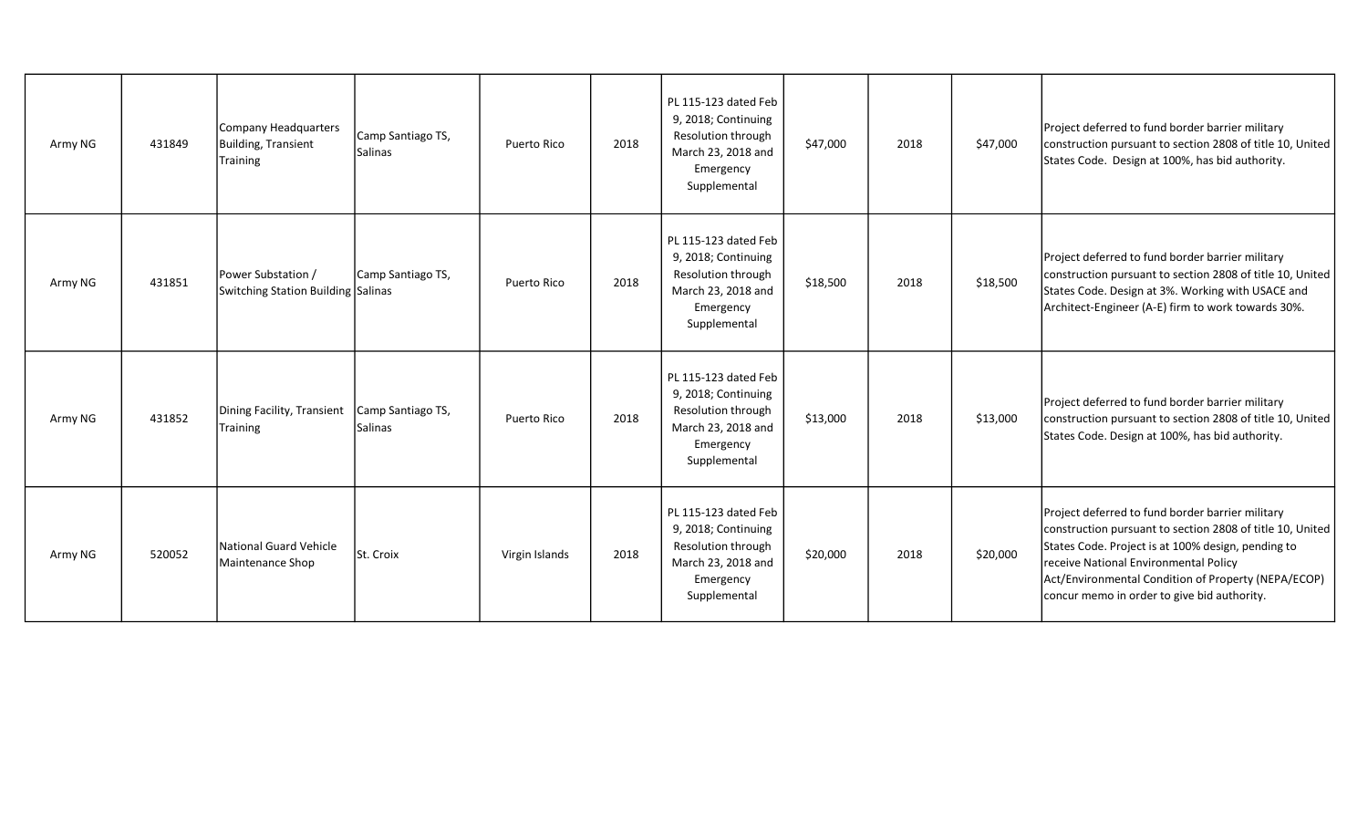| | | | | | | | | | | |
|---|---|---|---|---|---|---|---|---|---|---|
| Army NG | 431849 | Company Headquarters Building, Transient Training | Camp Santiago TS, Salinas | Puerto Rico | 2018 | PL 115-123 dated Feb 9, 2018; Continuing Resolution through March 23, 2018 and Emergency Supplemental | $47,000 | 2018 | $47,000 | Project deferred to fund border barrier military construction pursuant to section 2808 of title 10, United States Code. Design at 100%, has bid authority. |
| Army NG | 431851 | Power Substation / Switching Station Building | Camp Santiago TS, Salinas | Puerto Rico | 2018 | PL 115-123 dated Feb 9, 2018; Continuing Resolution through March 23, 2018 and Emergency Supplemental | $18,500 | 2018 | $18,500 | Project deferred to fund border barrier military construction pursuant to section 2808 of title 10, United States Code. Design at 3%. Working with USACE and Architect-Engineer (A-E) firm to work towards 30%. |
| Army NG | 431852 | Dining Facility, Transient Training | Camp Santiago TS, Salinas | Puerto Rico | 2018 | PL 115-123 dated Feb 9, 2018; Continuing Resolution through March 23, 2018 and Emergency Supplemental | $13,000 | 2018 | $13,000 | Project deferred to fund border barrier military construction pursuant to section 2808 of title 10, United States Code. Design at 100%, has bid authority. |
| Army NG | 520052 | National Guard Vehicle Maintenance Shop | St. Croix | Virgin Islands | 2018 | PL 115-123 dated Feb 9, 2018; Continuing Resolution through March 23, 2018 and Emergency Supplemental | $20,000 | 2018 | $20,000 | Project deferred to fund border barrier military construction pursuant to section 2808 of title 10, United States Code. Project is at 100% design, pending to receive National Environmental Policy Act/Environmental Condition of Property (NEPA/ECOP) concur memo in order to give bid authority. |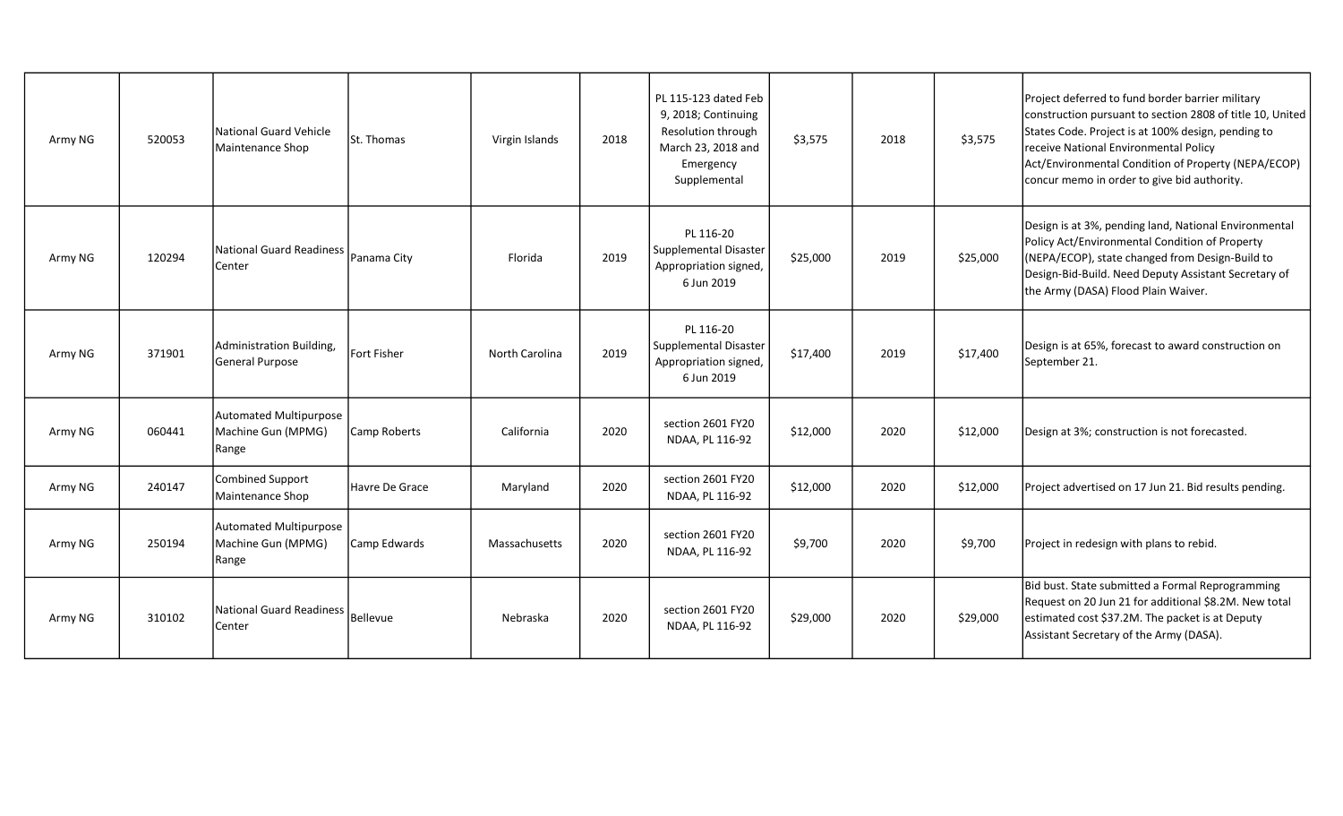| | | | | | | | | | | |
|---|---|---|---|---|---|---|---|---|---|---|
| Army NG | 520053 | National Guard Vehicle Maintenance Shop | St. Thomas | Virgin Islands | 2018 | PL 115-123 dated Feb 9, 2018; Continuing Resolution through March 23, 2018 and Emergency Supplemental | $3,575 | 2018 | $3,575 | Project deferred to fund border barrier military construction pursuant to section 2808 of title 10, United States Code. Project is at 100% design, pending to receive National Environmental Policy Act/Environmental Condition of Property (NEPA/ECOP) concur memo in order to give bid authority. |
| Army NG | 120294 | National Guard Readiness Center | Panama City | Florida | 2019 | PL 116-20 Supplemental Disaster Appropriation signed, 6 Jun 2019 | $25,000 | 2019 | $25,000 | Design is at 3%, pending land, National Environmental Policy Act/Environmental Condition of Property (NEPA/ECOP), state changed from Design-Build to Design-Bid-Build. Need Deputy Assistant Secretary of the Army (DASA) Flood Plain Waiver. |
| Army NG | 371901 | Administration Building, General Purpose | Fort Fisher | North Carolina | 2019 | PL 116-20 Supplemental Disaster Appropriation signed, 6 Jun 2019 | $17,400 | 2019 | $17,400 | Design is at 65%, forecast to award construction on September 21. |
| Army NG | 060441 | Automated Multipurpose Machine Gun (MPMG) Range | Camp Roberts | California | 2020 | section 2601 FY20 NDAA, PL 116-92 | $12,000 | 2020 | $12,000 | Design at 3%; construction is not forecasted. |
| Army NG | 240147 | Combined Support Maintenance Shop | Havre De Grace | Maryland | 2020 | section 2601 FY20 NDAA, PL 116-92 | $12,000 | 2020 | $12,000 | Project advertised on 17 Jun 21. Bid results pending. |
| Army NG | 250194 | Automated Multipurpose Machine Gun (MPMG) Range | Camp Edwards | Massachusetts | 2020 | section 2601 FY20 NDAA, PL 116-92 | $9,700 | 2020 | $9,700 | Project in redesign with plans to rebid. |
| Army NG | 310102 | National Guard Readiness Center | Bellevue | Nebraska | 2020 | section 2601 FY20 NDAA, PL 116-92 | $29,000 | 2020 | $29,000 | Bid bust. State submitted a Formal Reprogramming Request on 20 Jun 21 for additional $8.2M. New total estimated cost $37.2M. The packet is at Deputy Assistant Secretary of the Army (DASA). |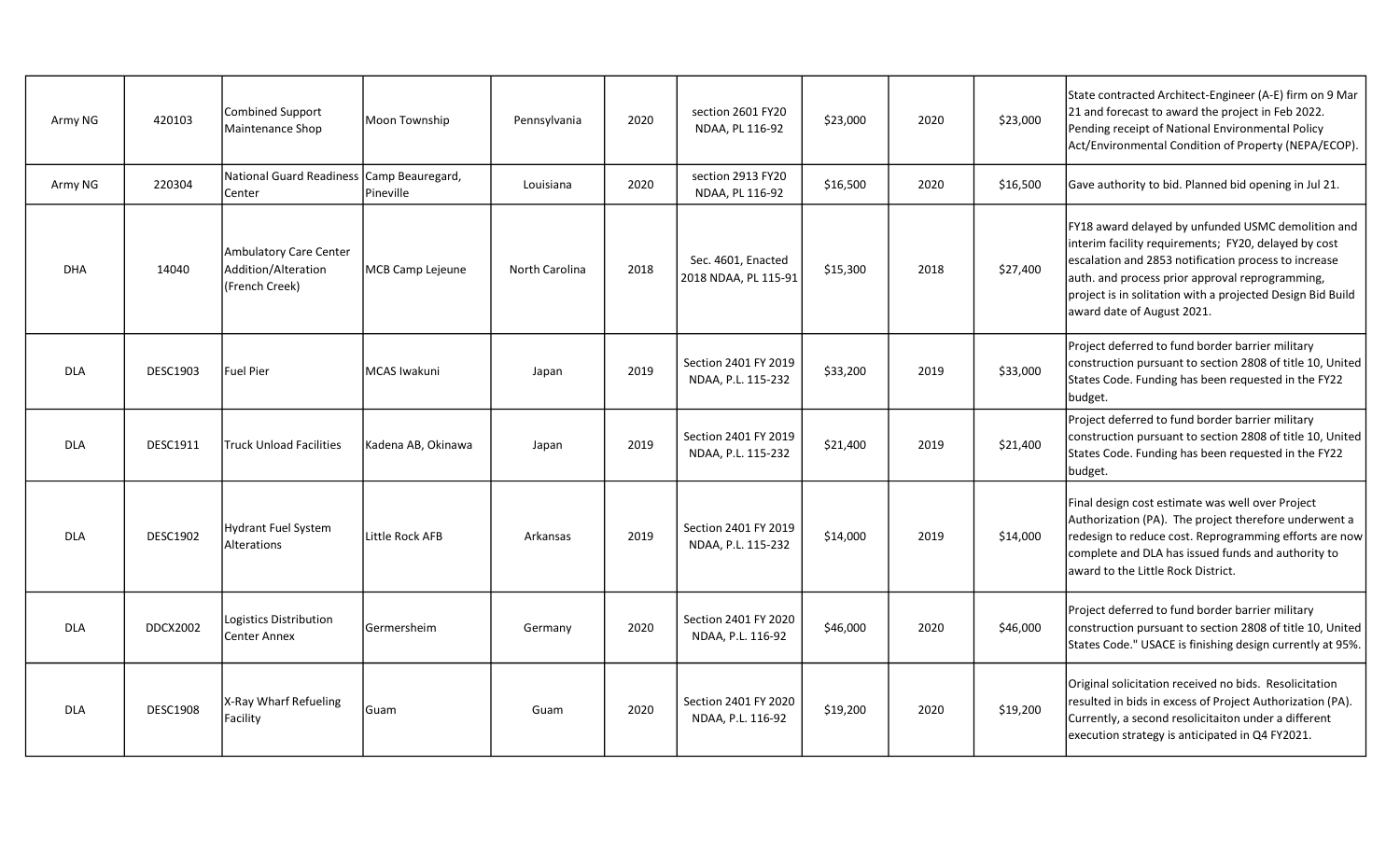| | | | | | | | | | | |
|---|---|---|---|---|---|---|---|---|---|---|
| Army NG | 420103 | Combined Support Maintenance Shop | Moon Township | Pennsylvania | 2020 | section 2601 FY20 NDAA, PL 116-92 | $23,000 | 2020 | $23,000 | State contracted Architect-Engineer (A-E) firm on 9 Mar 21 and forecast to award the project in Feb 2022. Pending receipt of National Environmental Policy Act/Environmental Condition of Property (NEPA/ECOP). |
| Army NG | 220304 | National Guard Readiness Center | Camp Beauregard, Pineville | Louisiana | 2020 | section 2913 FY20 NDAA, PL 116-92 | $16,500 | 2020 | $16,500 | Gave authority to bid. Planned bid opening in Jul 21. |
| DHA | 14040 | Ambulatory Care Center Addition/Alteration (French Creek) | MCB Camp Lejeune | North Carolina | 2018 | Sec. 4601, Enacted 2018 NDAA, PL 115-91 | $15,300 | 2018 | $27,400 | FY18 award delayed by unfunded USMC demolition and interim facility requirements; FY20, delayed by cost escalation and 2853 notification process to increase auth. and process prior approval reprogramming, project is in solitation with a projected Design Bid Build award date of August 2021. |
| DLA | DESC1903 | Fuel Pier | MCAS Iwakuni | Japan | 2019 | Section 2401 FY 2019 NDAA, P.L. 115-232 | $33,200 | 2019 | $33,000 | Project deferred to fund border barrier military construction pursuant to section 2808 of title 10, United States Code. Funding has been requested in the FY22 budget. |
| DLA | DESC1911 | Truck Unload Facilities | Kadena AB, Okinawa | Japan | 2019 | Section 2401 FY 2019 NDAA, P.L. 115-232 | $21,400 | 2019 | $21,400 | Project deferred to fund border barrier military construction pursuant to section 2808 of title 10, United States Code. Funding has been requested in the FY22 budget. |
| DLA | DESC1902 | Hydrant Fuel System Alterations | Little Rock AFB | Arkansas | 2019 | Section 2401 FY 2019 NDAA, P.L. 115-232 | $14,000 | 2019 | $14,000 | Final design cost estimate was well over Project Authorization (PA). The project therefore underwent a redesign to reduce cost. Reprogramming efforts are now complete and DLA has issued funds and authority to award to the Little Rock District. |
| DLA | DDCX2002 | Logistics Distribution Center Annex | Germersheim | Germany | 2020 | Section 2401 FY 2020 NDAA, P.L. 116-92 | $46,000 | 2020 | $46,000 | Project deferred to fund border barrier military construction pursuant to section 2808 of title 10, United States Code." USACE is finishing design currently at 95%. |
| DLA | DESC1908 | X-Ray Wharf Refueling Facility | Guam | Guam | 2020 | Section 2401 FY 2020 NDAA, P.L. 116-92 | $19,200 | 2020 | $19,200 | Original solicitation received no bids. Resolicitation resulted in bids in excess of Project Authorization (PA). Currently, a second resolicitaiton under a different execution strategy is anticipated in Q4 FY2021. |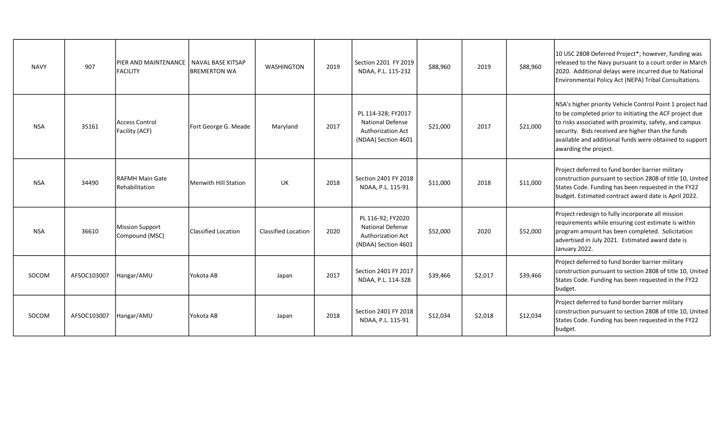| | | | | | | | | | | |
|---|---|---|---|---|---|---|---|---|---|---|
| NAVY | 907 | PIER AND MAINTENANCE FACILITY | NAVAL BASE KITSAP BREMERTON WA | WASHINGTON | 2019 | Section 2201 FY 2019 NDAA, P.L. 115-232 | $88,960 | 2019 | $88,960 | 10 USC 2808 Deferred Project*; however, funding was released to the Navy pursuant to a court order in March 2020. Additional delays were incurred due to National Environmental Policy Act (NEPA) Tribal Consultations. |
| NSA | 35161 | Access Control Facility (ACF) | Fort George G. Meade | Maryland | 2017 | PL 114-328; FY2017 National Defense Authorization Act (NDAA) Section 4601 | $21,000 | 2017 | $21,000 | NSA's higher priority Vehicle Control Point 1 project had to be completed prior to initiating the ACF project due to risks associated with proximity, safety, and campus security. Bids received are higher than the funds available and additional funds were obtained to support awarding the project. |
| NSA | 34490 | RAFMH Main Gate Rehabilitation | Menwith Hill Station | UK | 2018 | Section 2401 FY 2018 NDAA, P.L. 115-91 | $11,000 | 2018 | $11,000 | Project deferred to fund border barrier military construction pursuant to section 2808 of title 10, United States Code. Funding has been requested in the FY22 budget. Estimated contract award date is April 2022. |
| NSA | 36610 | Mission Support Compound (MSC) | Classified Location | Classified Location | 2020 | PL 116-92; FY2020 National Defense Authorization Act (NDAA) Section 4601 | $52,000 | 2020 | $52,000 | Project redesign to fully incorporate all mission requirements while ensuring cost estimate is within program amount has been completed. Solicitation advertised in July 2021. Estimated award date is January 2022. |
| SOCOM | AFSOC103007 | Hangar/AMU | Yokota AB | Japan | 2017 | Section 2401 FY 2017 NDAA, P.L. 114-328 | $39,466 | $2,017 | $39,466 | Project deferred to fund border barrier military construction pursuant to section 2808 of title 10, United States Code. Funding has been requested in the FY22 budget. |
| SOCOM | AFSOC103007 | Hangar/AMU | Yokota AB | Japan | 2018 | Section 2401 FY 2018 NDAA, P.L. 115-91 | $12,034 | $2,018 | $12,034 | Project deferred to fund border barrier military construction pursuant to section 2808 of title 10, United States Code. Funding has been requested in the FY22 budget. |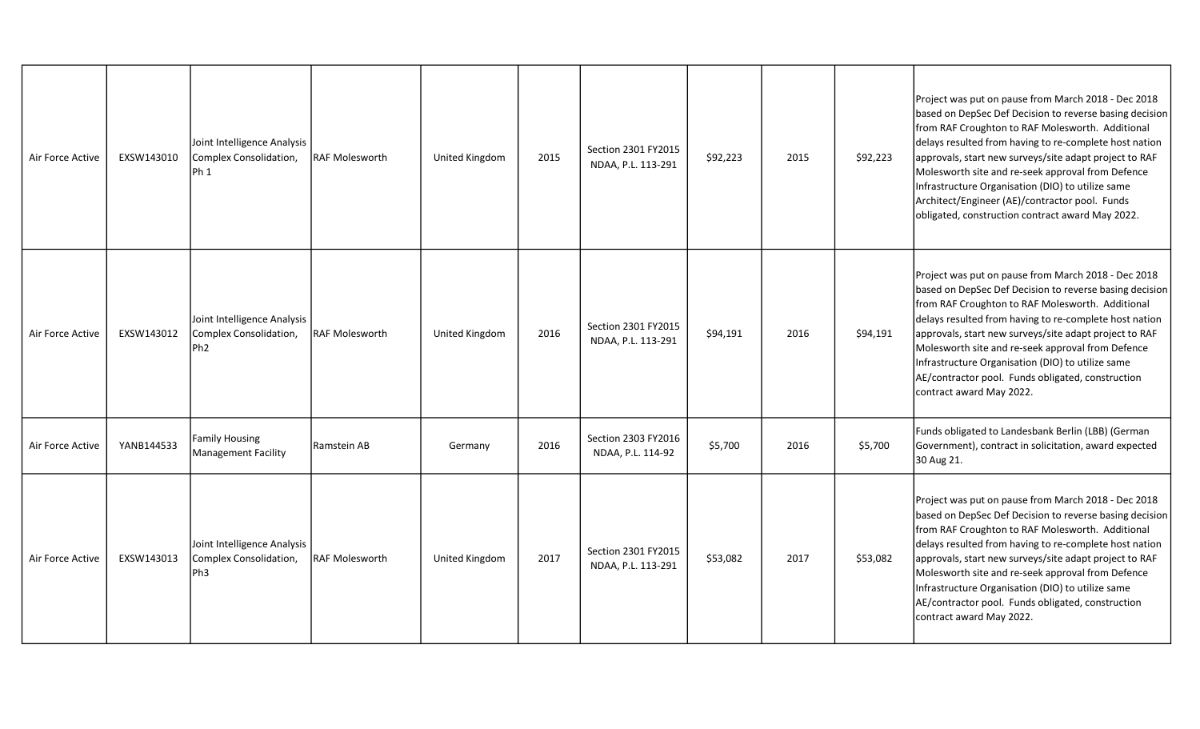| | | | | | | | | | | |
|---|---|---|---|---|---|---|---|---|---|---|
| Air Force Active | EXSW143010 | Joint Intelligence Analysis Complex Consolidation, Ph 1 | RAF Molesworth | United Kingdom | 2015 | Section 2301 FY2015 NDAA, P.L. 113-291 | $92,223 | 2015 | $92,223 | Project was put on pause from March 2018 - Dec 2018 based on DepSec Def Decision to reverse basing decision from RAF Croughton to RAF Molesworth. Additional delays resulted from having to re-complete host nation approvals, start new surveys/site adapt project to RAF Molesworth site and re-seek approval from Defence Infrastructure Organisation (DIO) to utilize same Architect/Engineer (AE)/contractor pool. Funds obligated, construction contract award May 2022. |
| Air Force Active | EXSW143012 | Joint Intelligence Analysis Complex Consolidation, Ph2 | RAF Molesworth | United Kingdom | 2016 | Section 2301 FY2015 NDAA, P.L. 113-291 | $94,191 | 2016 | $94,191 | Project was put on pause from March 2018 - Dec 2018 based on DepSec Def Decision to reverse basing decision from RAF Croughton to RAF Molesworth. Additional delays resulted from having to re-complete host nation approvals, start new surveys/site adapt project to RAF Molesworth site and re-seek approval from Defence Infrastructure Organisation (DIO) to utilize same AE/contractor pool. Funds obligated, construction contract award May 2022. |
| Air Force Active | YANB144533 | Family Housing Management Facility | Ramstein AB | Germany | 2016 | Section 2303 FY2016 NDAA, P.L. 114-92 | $5,700 | 2016 | $5,700 | Funds obligated to Landesbank Berlin (LBB) (German Government), contract in solicitation, award expected 30 Aug 21. |
| Air Force Active | EXSW143013 | Joint Intelligence Analysis Complex Consolidation, Ph3 | RAF Molesworth | United Kingdom | 2017 | Section 2301 FY2015 NDAA, P.L. 113-291 | $53,082 | 2017 | $53,082 | Project was put on pause from March 2018 - Dec 2018 based on DepSec Def Decision to reverse basing decision from RAF Croughton to RAF Molesworth. Additional delays resulted from having to re-complete host nation approvals, start new surveys/site adapt project to RAF Molesworth site and re-seek approval from Defence Infrastructure Organisation (DIO) to utilize same AE/contractor pool. Funds obligated, construction contract award May 2022. |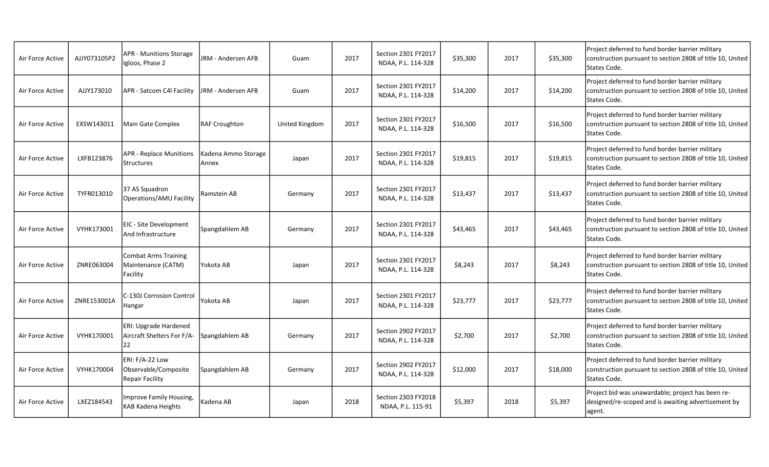| Air Force Active | AJJY073105P2 | APR - Munitions Storage Igloos, Phase 2 | JRM - Andersen AFB | Guam | 2017 | Section 2301 FY2017 NDAA, P.L. 114-328 | $35,300 | 2017 | $35,300 | Project deferred to fund border barrier military construction pursuant to section 2808 of title 10, United States Code. |
|---|---|---|---|---|---|---|---|---|---|---|
| Air Force Active | AJJY173010 | APR - Satcom C4I Facility | JRM - Andersen AFB | Guam | 2017 | Section 2301 FY2017 NDAA, P.L. 114-328 | $14,200 | 2017 | $14,200 | Project deferred to fund border barrier military construction pursuant to section 2808 of title 10, United States Code. |
| Air Force Active | EXSW143011 | Main Gate Complex | RAF Croughton | United Kingdom | 2017 | Section 2301 FY2017 NDAA, P.L. 114-328 | $16,500 | 2017 | $16,500 | Project deferred to fund border barrier military construction pursuant to section 2808 of title 10, United States Code. |
| Air Force Active | LXFB123876 | APR - Replace Munitions Structures | Kadena Ammo Storage Annex | Japan | 2017 | Section 2301 FY2017 NDAA, P.L. 114-328 | $19,815 | 2017 | $19,815 | Project deferred to fund border barrier military construction pursuant to section 2808 of title 10, United States Code. |
| Air Force Active | TYFR013010 | 37 AS Squadron Operations/AMU Facility | Ramstein AB | Germany | 2017 | Section 2301 FY2017 NDAA, P.L. 114-328 | $13,437 | 2017 | $13,437 | Project deferred to fund border barrier military construction pursuant to section 2808 of title 10, United States Code. |
| Air Force Active | VYHK173001 | EIC - Site Development And Infrastructure | Spangdahlem AB | Germany | 2017 | Section 2301 FY2017 NDAA, P.L. 114-328 | $43,465 | 2017 | $43,465 | Project deferred to fund border barrier military construction pursuant to section 2808 of title 10, United States Code. |
| Air Force Active | ZNRE063004 | Combat Arms Training Maintenance (CATM) Facility | Yokota AB | Japan | 2017 | Section 2301 FY2017 NDAA, P.L. 114-328 | $8,243 | 2017 | $8,243 | Project deferred to fund border barrier military construction pursuant to section 2808 of title 10, United States Code. |
| Air Force Active | ZNRE153001A | C-130J Corrosion Control Hangar | Yokota AB | Japan | 2017 | Section 2301 FY2017 NDAA, P.L. 114-328 | $23,777 | 2017 | $23,777 | Project deferred to fund border barrier military construction pursuant to section 2808 of title 10, United States Code. |
| Air Force Active | VYHK170001 | ERI: Upgrade Hardened Aircraft Shelters For F/A-22 | Spangdahlem AB | Germany | 2017 | Section 2902 FY2017 NDAA, P.L. 114-328 | $2,700 | 2017 | $2,700 | Project deferred to fund border barrier military construction pursuant to section 2808 of title 10, United States Code. |
| Air Force Active | VYHK170004 | ERI: F/A-22 Low Observable/Composite Repair Facility | Spangdahlem AB | Germany | 2017 | Section 2902 FY2017 NDAA, P.L. 114-328 | $12,000 | 2017 | $18,000 | Project deferred to fund border barrier military construction pursuant to section 2808 of title 10, United States Code. |
| Air Force Active | LXEZ184543 | Improve Family Housing, KAB Kadena Heights | Kadena AB | Japan | 2018 | Section 2303 FY2018 NDAA, P.L. 115-91 | $5,397 | 2018 | $5,397 | Project bid was unawardable; project has been re-designed/re-scoped and is awaiting advertisement by agent. |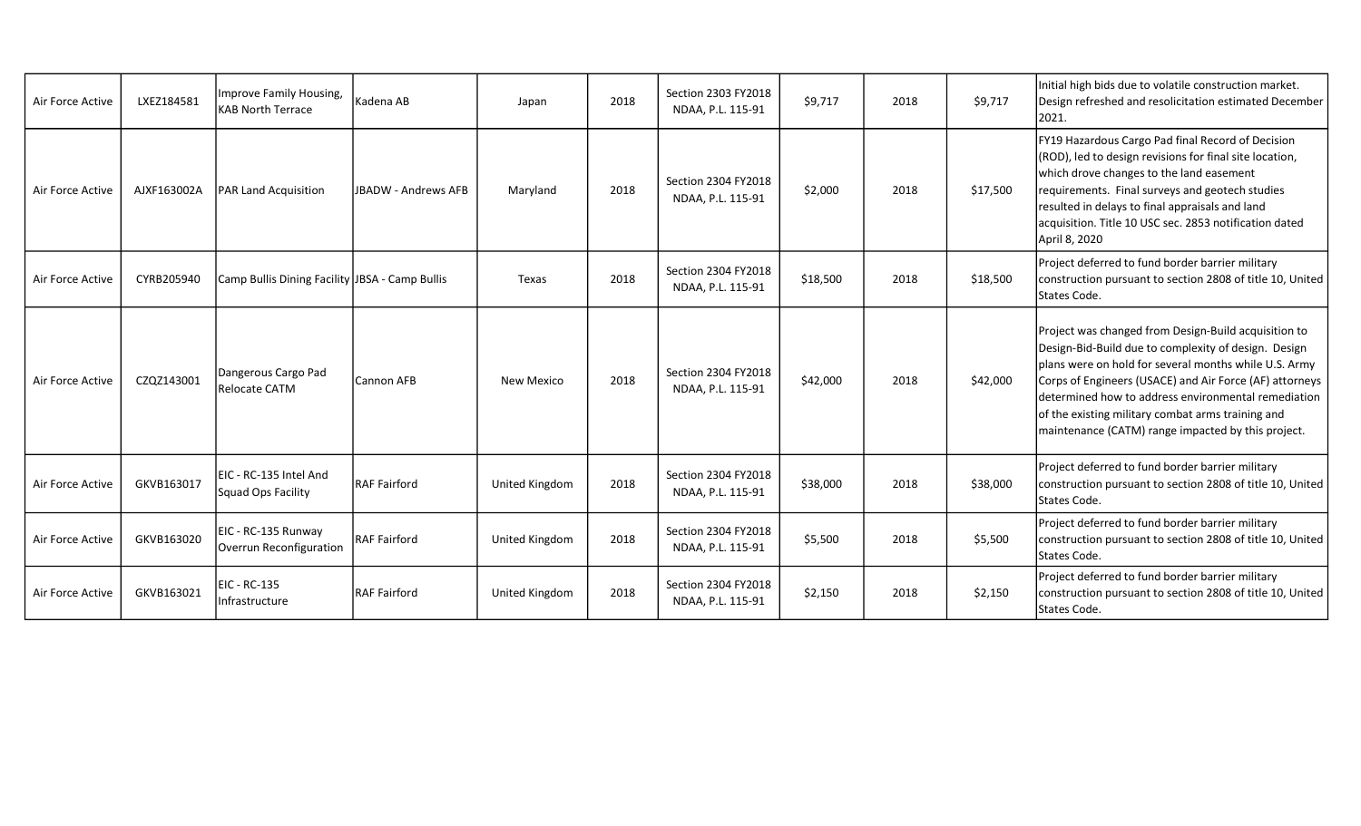| Air Force Active | LXEZ184581 | Improve Family Housing, KAB North Terrace | Kadena AB | Japan | 2018 | Section 2303 FY2018 NDAA, P.L. 115-91 | $9,717 | 2018 | $9,717 | Initial high bids due to volatile construction market. Design refreshed and resolicitation estimated December 2021. |
|---|---|---|---|---|---|---|---|---|---|---|
| Air Force Active | AJXF163002A | PAR Land Acquisition | JBADW - Andrews AFB | Maryland | 2018 | Section 2304 FY2018 NDAA, P.L. 115-91 | $2,000 | 2018 | $17,500 | FY19 Hazardous Cargo Pad final Record of Decision (ROD), led to design revisions for final site location, which drove changes to the land easement requirements. Final surveys and geotech studies resulted in delays to final appraisals and land acquisition. Title 10 USC sec. 2853 notification dated April 8, 2020 |
| Air Force Active | CYRB205940 | Camp Bullis Dining Facility | JBSA - Camp Bullis | Texas | 2018 | Section 2304 FY2018 NDAA, P.L. 115-91 | $18,500 | 2018 | $18,500 | Project deferred to fund border barrier military construction pursuant to section 2808 of title 10, United States Code. |
| Air Force Active | CZQZ143001 | Dangerous Cargo Pad Relocate CATM | Cannon AFB | New Mexico | 2018 | Section 2304 FY2018 NDAA, P.L. 115-91 | $42,000 | 2018 | $42,000 | Project was changed from Design-Build acquisition to Design-Bid-Build due to complexity of design. Design plans were on hold for several months while U.S. Army Corps of Engineers (USACE) and Air Force (AF) attorneys determined how to address environmental remediation of the existing military combat arms training and maintenance (CATM) range impacted by this project. |
| Air Force Active | GKVB163017 | EIC - RC-135 Intel And Squad Ops Facility | RAF Fairford | United Kingdom | 2018 | Section 2304 FY2018 NDAA, P.L. 115-91 | $38,000 | 2018 | $38,000 | Project deferred to fund border barrier military construction pursuant to section 2808 of title 10, United States Code. |
| Air Force Active | GKVB163020 | EIC - RC-135 Runway Overrun Reconfiguration | RAF Fairford | United Kingdom | 2018 | Section 2304 FY2018 NDAA, P.L. 115-91 | $5,500 | 2018 | $5,500 | Project deferred to fund border barrier military construction pursuant to section 2808 of title 10, United States Code. |
| Air Force Active | GKVB163021 | EIC - RC-135 Infrastructure | RAF Fairford | United Kingdom | 2018 | Section 2304 FY2018 NDAA, P.L. 115-91 | $2,150 | 2018 | $2,150 | Project deferred to fund border barrier military construction pursuant to section 2808 of title 10, United States Code. |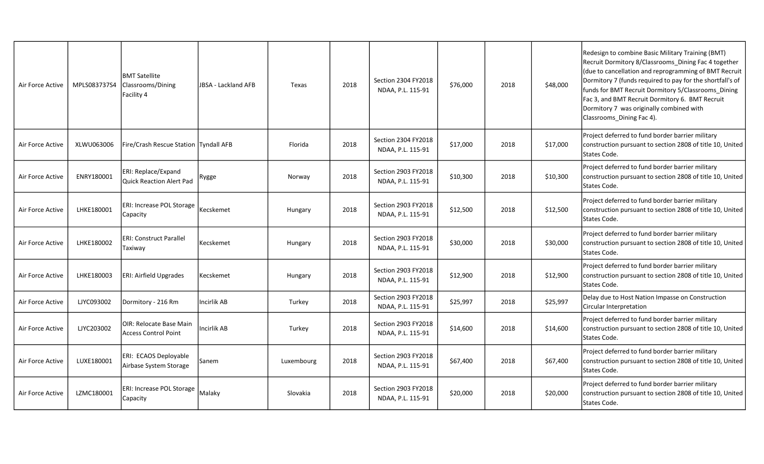| | | | | | | | | | | |
|---|---|---|---|---|---|---|---|---|---|---|
| Air Force Active | MPLS083737S4 | BMT Satellite Classrooms/Dining Facility 4 | JBSA - Lackland AFB | Texas | 2018 | Section 2304 FY2018 NDAA, P.L. 115-91 | $76,000 | 2018 | $48,000 | Redesign to combine Basic Military Training (BMT) Recruit Dormitory 8/Classrooms_Dining Fac 4 together (due to cancellation and reprogramming of BMT Recruit Dormitory 7 (funds required to pay for the shortfall's of funds for BMT Recruit Dormitory 5/Classrooms_Dining Fac 3, and BMT Recruit Dormitory 6. BMT Recruit Dormitory 7 was originally combined with Classrooms_Dining Fac 4). |
| Air Force Active | XLWU063006 | Fire/Crash Rescue Station | Tyndall AFB | Florida | 2018 | Section 2304 FY2018 NDAA, P.L. 115-91 | $17,000 | 2018 | $17,000 | Project deferred to fund border barrier military construction pursuant to section 2808 of title 10, United States Code. |
| Air Force Active | ENRY180001 | ERI: Replace/Expand Quick Reaction Alert Pad | Rygge | Norway | 2018 | Section 2903 FY2018 NDAA, P.L. 115-91 | $10,300 | 2018 | $10,300 | Project deferred to fund border barrier military construction pursuant to section 2808 of title 10, United States Code. |
| Air Force Active | LHKE180001 | ERI: Increase POL Storage Capacity | Kecskemet | Hungary | 2018 | Section 2903 FY2018 NDAA, P.L. 115-91 | $12,500 | 2018 | $12,500 | Project deferred to fund border barrier military construction pursuant to section 2808 of title 10, United States Code. |
| Air Force Active | LHKE180002 | ERI: Construct Parallel Taxiway | Kecskemet | Hungary | 2018 | Section 2903 FY2018 NDAA, P.L. 115-91 | $30,000 | 2018 | $30,000 | Project deferred to fund border barrier military construction pursuant to section 2808 of title 10, United States Code. |
| Air Force Active | LHKE180003 | ERI: Airfield Upgrades | Kecskemet | Hungary | 2018 | Section 2903 FY2018 NDAA, P.L. 115-91 | $12,900 | 2018 | $12,900 | Project deferred to fund border barrier military construction pursuant to section 2808 of title 10, United States Code. |
| Air Force Active | LJYC093002 | Dormitory - 216 Rm | Incirlik AB | Turkey | 2018 | Section 2903 FY2018 NDAA, P.L. 115-91 | $25,997 | 2018 | $25,997 | Delay due to Host Nation Impasse on Construction Circular Interpretation |
| Air Force Active | LJYC203002 | OIR: Relocate Base Main Access Control Point | Incirlik AB | Turkey | 2018 | Section 2903 FY2018 NDAA, P.L. 115-91 | $14,600 | 2018 | $14,600 | Project deferred to fund border barrier military construction pursuant to section 2808 of title 10, United States Code. |
| Air Force Active | LUXE180001 | ERI: ECAOS Deployable Airbase System Storage | Sanem | Luxembourg | 2018 | Section 2903 FY2018 NDAA, P.L. 115-91 | $67,400 | 2018 | $67,400 | Project deferred to fund border barrier military construction pursuant to section 2808 of title 10, United States Code. |
| Air Force Active | LZMC180001 | ERI: Increase POL Storage Capacity | Malaky | Slovakia | 2018 | Section 2903 FY2018 NDAA, P.L. 115-91 | $20,000 | 2018 | $20,000 | Project deferred to fund border barrier military construction pursuant to section 2808 of title 10, United States Code. |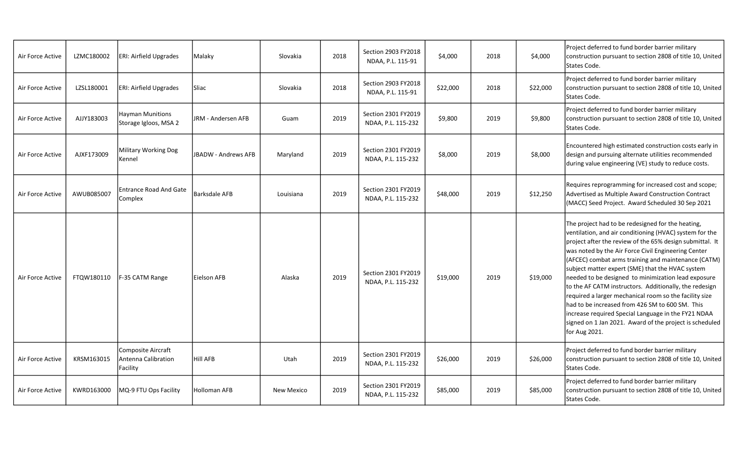| | | | | | | | | | | |
|---|---|---|---|---|---|---|---|---|---|---|
| Air Force Active | LZMC180002 | ERI: Airfield Upgrades | Malaky | Slovakia | 2018 | Section 2903 FY2018 NDAA, P.L. 115-91 | $4,000 | 2018 | $4,000 | Project deferred to fund border barrier military construction pursuant to section 2808 of title 10, United States Code. |
| Air Force Active | LZSL180001 | ERI: Airfield Upgrades | Sliac | Slovakia | 2018 | Section 2903 FY2018 NDAA, P.L. 115-91 | $22,000 | 2018 | $22,000 | Project deferred to fund border barrier military construction pursuant to section 2808 of title 10, United States Code. |
| Air Force Active | AJJY183003 | Hayman Munitions Storage Igloos, MSA 2 | JRM - Andersen AFB | Guam | 2019 | Section 2301 FY2019 NDAA, P.L. 115-232 | $9,800 | 2019 | $9,800 | Project deferred to fund border barrier military construction pursuant to section 2808 of title 10, United States Code. |
| Air Force Active | AJXF173009 | Military Working Dog Kennel | JBADW - Andrews AFB | Maryland | 2019 | Section 2301 FY2019 NDAA, P.L. 115-232 | $8,000 | 2019 | $8,000 | Encountered high estimated construction costs early in design and pursuing alternate utilities recommended during value engineering (VE) study to reduce costs. |
| Air Force Active | AWUB085007 | Entrance Road And Gate Complex | Barksdale AFB | Louisiana | 2019 | Section 2301 FY2019 NDAA, P.L. 115-232 | $48,000 | 2019 | $12,250 | Requires reprogramming for increased cost and scope; Advertised as Multiple Award Construction Contract (MACC) Seed Project. Award Scheduled 30 Sep 2021 |
| Air Force Active | FTQW180110 | F-35 CATM Range | Eielson AFB | Alaska | 2019 | Section 2301 FY2019 NDAA, P.L. 115-232 | $19,000 | 2019 | $19,000 | The project had to be redesigned for the heating, ventilation, and air conditioning (HVAC) system for the project after the review of the 65% design submittal. It was noted by the Air Force Civil Engineering Center (AFCEC) combat arms training and maintenance (CATM) subject matter expert (SME) that the HVAC system needed to be designed to minimization lead exposure to the AF CATM instructors. Additionally, the redesign required a larger mechanical room so the facility size had to be increased from 426 SM to 600 SM. This increase required Special Language in the FY21 NDAA signed on 1 Jan 2021. Award of the project is scheduled for Aug 2021. |
| Air Force Active | KRSM163015 | Composite Aircraft Antenna Calibration Facility | Hill AFB | Utah | 2019 | Section 2301 FY2019 NDAA, P.L. 115-232 | $26,000 | 2019 | $26,000 | Project deferred to fund border barrier military construction pursuant to section 2808 of title 10, United States Code. |
| Air Force Active | KWRD163000 | MQ-9 FTU Ops Facility | Holloman AFB | New Mexico | 2019 | Section 2301 FY2019 NDAA, P.L. 115-232 | $85,000 | 2019 | $85,000 | Project deferred to fund border barrier military construction pursuant to section 2808 of title 10, United States Code. |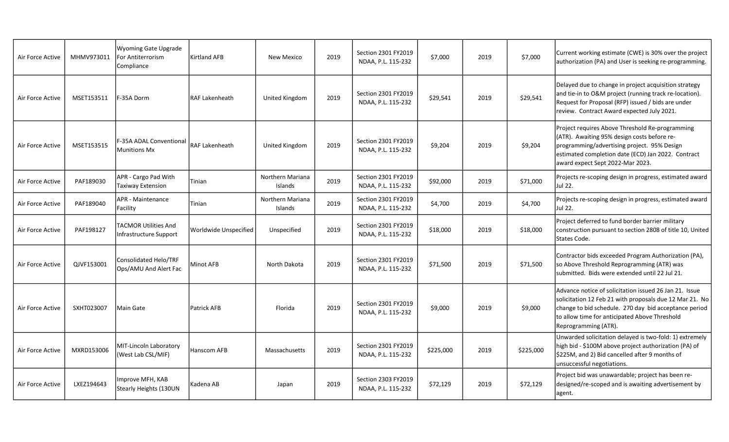| | | | | | | | | | | |
|---|---|---|---|---|---|---|---|---|---|---|
| Air Force Active | MHMV973011 | Wyoming Gate Upgrade For Antiterrorism Compliance | Kirtland AFB | New Mexico | 2019 | Section 2301 FY2019 NDAA, P.L. 115-232 | $7,000 | 2019 | $7,000 | Current working estimate (CWE) is 30% over the project authorization (PA) and User is seeking re-programming. |
| Air Force Active | MSET153511 | F-35A Dorm | RAF Lakenheath | United Kingdom | 2019 | Section 2301 FY2019 NDAA, P.L. 115-232 | $29,541 | 2019 | $29,541 | Delayed due to change in project acquisition strategy and tie-in to O&M project (running track re-location). Request for Proposal (RFP) issued / bids are under review. Contract Award expected July 2021. |
| Air Force Active | MSET153515 | F-35A ADAL Conventional Munitions Mx | RAF Lakenheath | United Kingdom | 2019 | Section 2301 FY2019 NDAA, P.L. 115-232 | $9,204 | 2019 | $9,204 | Project requires Above Threshold Re-programming (ATR). Awaiting 95% design costs before re-programming/advertising project. 95% Design estimated completion date (ECD) Jan 2022. Contract award expect Sept 2022-Mar 2023. |
| Air Force Active | PAF189030 | APR - Cargo Pad With Taxiway Extension | Tinian | Northern Mariana Islands | 2019 | Section 2301 FY2019 NDAA, P.L. 115-232 | $92,000 | 2019 | $71,000 | Projects re-scoping design in progress, estimated award Jul 22. |
| Air Force Active | PAF189040 | APR - Maintenance Facility | Tinian | Northern Mariana Islands | 2019 | Section 2301 FY2019 NDAA, P.L. 115-232 | $4,700 | 2019 | $4,700 | Projects re-scoping design in progress, estimated award Jul 22. |
| Air Force Active | PAF198127 | TACMOR Utilities And Infrastructure Support | Worldwide Unspecified | Unspecified | 2019 | Section 2301 FY2019 NDAA, P.L. 115-232 | $18,000 | 2019 | $18,000 | Project deferred to fund border barrier military construction pursuant to section 2808 of title 10, United States Code. |
| Air Force Active | QJVF153001 | Consolidated Helo/TRF Ops/AMU And Alert Fac | Minot AFB | North Dakota | 2019 | Section 2301 FY2019 NDAA, P.L. 115-232 | $71,500 | 2019 | $71,500 | Contractor bids exceeded Program Authorization (PA), so Above Threshold Reprogramming (ATR) was submitted. Bids were extended until 22 Jul 21. |
| Air Force Active | SXHT023007 | Main Gate | Patrick AFB | Florida | 2019 | Section 2301 FY2019 NDAA, P.L. 115-232 | $9,000 | 2019 | $9,000 | Advance notice of solicitation issued 26 Jan 21. Issue solicitation 12 Feb 21 with proposals due 12 Mar 21. No change to bid schedule. 270 day bid acceptance period to allow time for anticipated Above Threshold Reprogramming (ATR). |
| Air Force Active | MXRD153006 | MIT-Lincoln Laboratory (West Lab CSL/MIF) | Hanscom AFB | Massachusetts | 2019 | Section 2301 FY2019 NDAA, P.L. 115-232 | $225,000 | 2019 | $225,000 | Unwarded solicitation delayed is two-fold: 1) extremely high bid - $100M above project authorization (PA) of $225M, and 2) Bid cancelled after 9 months of unsuccessful negotiations. |
| Air Force Active | LXEZ194643 | Improve MFH, KAB Stearly Heights (130UN | Kadena AB | Japan | 2019 | Section 2303 FY2019 NDAA, P.L. 115-232 | $72,129 | 2019 | $72,129 | Project bid was unawardable; project has been re-designed/re-scoped and is awaiting advertisement by agent. |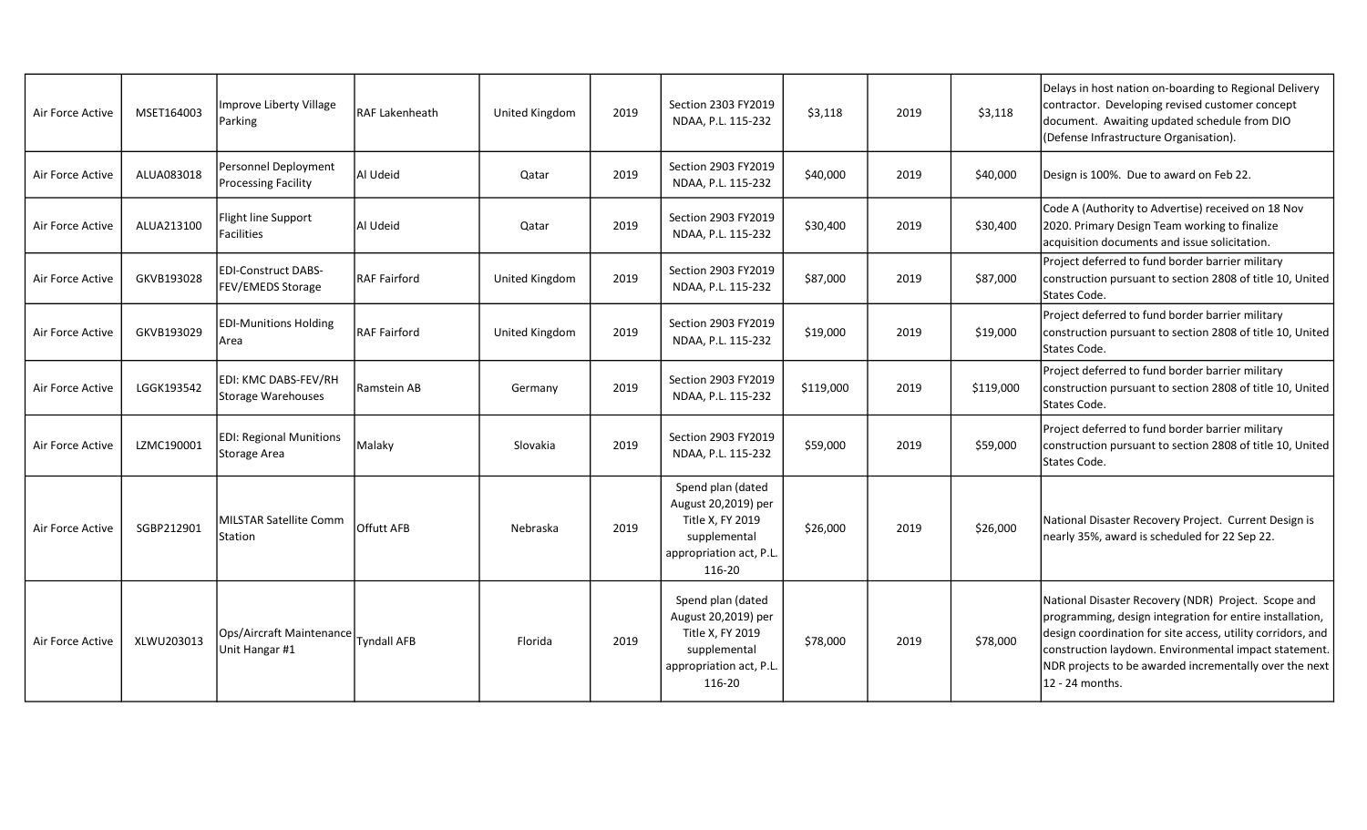| | | | | | | | | | | |
|---|---|---|---|---|---|---|---|---|---|---|
| Air Force Active | MSET164003 | Improve Liberty Village Parking | RAF Lakenheath | United Kingdom | 2019 | Section 2303 FY2019 NDAA, P.L. 115-232 | $3,118 | 2019 | $3,118 | Delays in host nation on-boarding to Regional Delivery contractor. Developing revised customer concept document. Awaiting updated schedule from DIO (Defense Infrastructure Organisation). |
| Air Force Active | ALUA083018 | Personnel Deployment Processing Facility | Al Udeid | Qatar | 2019 | Section 2903 FY2019 NDAA, P.L. 115-232 | $40,000 | 2019 | $40,000 | Design is 100%. Due to award on Feb 22. |
| Air Force Active | ALUA213100 | Flight line Support Facilities | Al Udeid | Qatar | 2019 | Section 2903 FY2019 NDAA, P.L. 115-232 | $30,400 | 2019 | $30,400 | Code A (Authority to Advertise) received on 18 Nov 2020. Primary Design Team working to finalize acquisition documents and issue solicitation. |
| Air Force Active | GKVB193028 | EDI-Construct DABS-FEV/EMEDS Storage | RAF Fairford | United Kingdom | 2019 | Section 2903 FY2019 NDAA, P.L. 115-232 | $87,000 | 2019 | $87,000 | Project deferred to fund border barrier military construction pursuant to section 2808 of title 10, United States Code. |
| Air Force Active | GKVB193029 | EDI-Munitions Holding Area | RAF Fairford | United Kingdom | 2019 | Section 2903 FY2019 NDAA, P.L. 115-232 | $19,000 | 2019 | $19,000 | Project deferred to fund border barrier military construction pursuant to section 2808 of title 10, United States Code. |
| Air Force Active | LGGK193542 | EDI: KMC DABS-FEV/RH Storage Warehouses | Ramstein AB | Germany | 2019 | Section 2903 FY2019 NDAA, P.L. 115-232 | $119,000 | 2019 | $119,000 | Project deferred to fund border barrier military construction pursuant to section 2808 of title 10, United States Code. |
| Air Force Active | LZMC190001 | EDI: Regional Munitions Storage Area | Malaky | Slovakia | 2019 | Section 2903 FY2019 NDAA, P.L. 115-232 | $59,000 | 2019 | $59,000 | Project deferred to fund border barrier military construction pursuant to section 2808 of title 10, United States Code. |
| Air Force Active | SGBP212901 | MILSTAR Satellite Comm Station | Offutt AFB | Nebraska | 2019 | Spend plan (dated August 20,2019) per Title X, FY 2019 supplemental appropriation act, P.L. 116-20 | $26,000 | 2019 | $26,000 | National Disaster Recovery Project. Current Design is nearly 35%, award is scheduled for 22 Sep 22. |
| Air Force Active | XLWU203013 | Ops/Aircraft Maintenance Unit Hangar #1 | Tyndall AFB | Florida | 2019 | Spend plan (dated August 20,2019) per Title X, FY 2019 supplemental appropriation act, P.L. 116-20 | $78,000 | 2019 | $78,000 | National Disaster Recovery (NDR) Project. Scope and programming, design integration for entire installation, design coordination for site access, utility corridors, and construction laydown. Environmental impact statement. NDR projects to be awarded incrementally over the next 12 - 24 months. |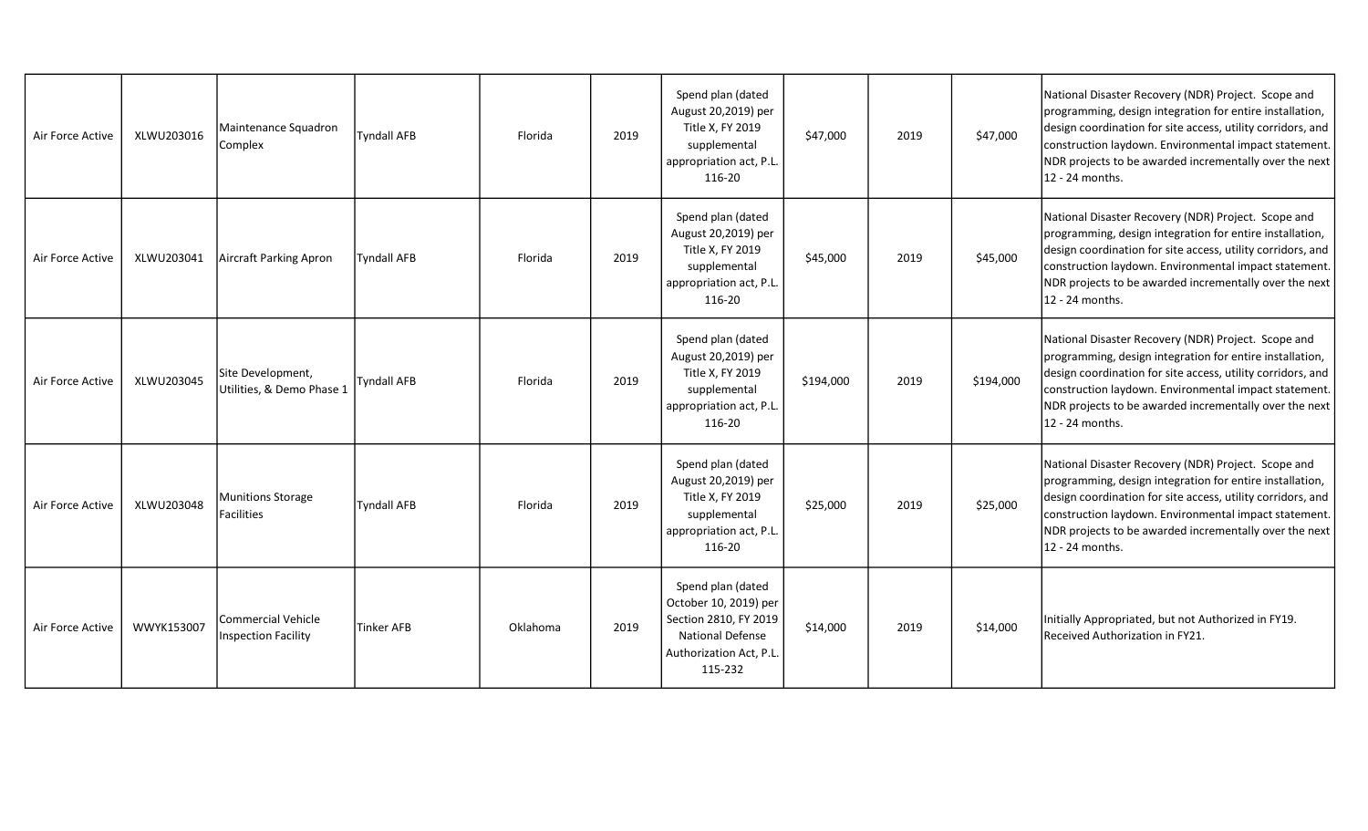| | | | | | | | | | | |
|---|---|---|---|---|---|---|---|---|---|---|
| Air Force Active | XLWU203016 | Maintenance Squadron Complex | Tyndall AFB | Florida | 2019 | Spend plan (dated August 20,2019) per Title X, FY 2019 supplemental appropriation act, P.L. 116-20 | $47,000 | 2019 | $47,000 | National Disaster Recovery (NDR) Project. Scope and programming, design integration for entire installation, design coordination for site access, utility corridors, and construction laydown. Environmental impact statement. NDR projects to be awarded incrementally over the next 12 - 24 months. |
| Air Force Active | XLWU203041 | Aircraft Parking Apron | Tyndall AFB | Florida | 2019 | Spend plan (dated August 20,2019) per Title X, FY 2019 supplemental appropriation act, P.L. 116-20 | $45,000 | 2019 | $45,000 | National Disaster Recovery (NDR) Project. Scope and programming, design integration for entire installation, design coordination for site access, utility corridors, and construction laydown. Environmental impact statement. NDR projects to be awarded incrementally over the next 12 - 24 months. |
| Air Force Active | XLWU203045 | Site Development, Utilities, & Demo Phase 1 | Tyndall AFB | Florida | 2019 | Spend plan (dated August 20,2019) per Title X, FY 2019 supplemental appropriation act, P.L. 116-20 | $194,000 | 2019 | $194,000 | National Disaster Recovery (NDR) Project. Scope and programming, design integration for entire installation, design coordination for site access, utility corridors, and construction laydown. Environmental impact statement. NDR projects to be awarded incrementally over the next 12 - 24 months. |
| Air Force Active | XLWU203048 | Munitions Storage Facilities | Tyndall AFB | Florida | 2019 | Spend plan (dated August 20,2019) per Title X, FY 2019 supplemental appropriation act, P.L. 116-20 | $25,000 | 2019 | $25,000 | National Disaster Recovery (NDR) Project. Scope and programming, design integration for entire installation, design coordination for site access, utility corridors, and construction laydown. Environmental impact statement. NDR projects to be awarded incrementally over the next 12 - 24 months. |
| Air Force Active | WWYK153007 | Commercial Vehicle Inspection Facility | Tinker AFB | Oklahoma | 2019 | Spend plan (dated October 10, 2019) per Section 2810, FY 2019 National Defense Authorization Act, P.L. 115-232 | $14,000 | 2019 | $14,000 | Initially Appropriated, but not Authorized in FY19. Received Authorization in FY21. |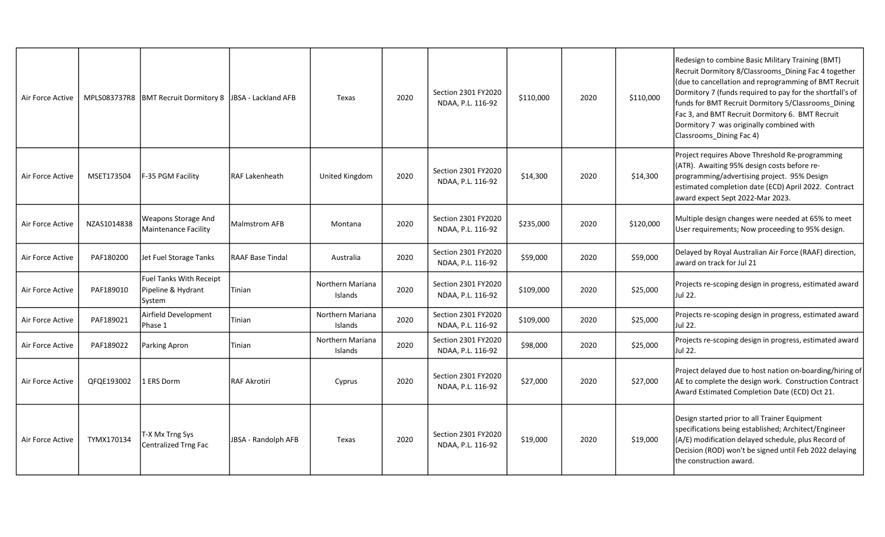| | | | | | | | | | | |
|---|---|---|---|---|---|---|---|---|---|---|
| Air Force Active | MPLS083737R8 | BMT Recruit Dormitory 8 | JBSA - Lackland AFB | Texas | 2020 | Section 2301 FY2020 NDAA, P.L. 116-92 | $110,000 | 2020 | $110,000 | Redesign to combine Basic Military Training (BMT) Recruit Dormitory 8/Classrooms_Dining Fac 4 together (due to cancellation and reprogramming of BMT Recruit Dormitory 7 (funds required to pay for the shortfall's of funds for BMT Recruit Dormitory 5/Classrooms_Dining Fac 3, and BMT Recruit Dormitory 6. BMT Recruit Dormitory 7 was originally combined with Classrooms_Dining Fac 4) |
| Air Force Active | MSET173504 | F-35 PGM Facility | RAF Lakenheath | United Kingdom | 2020 | Section 2301 FY2020 NDAA, P.L. 116-92 | $14,300 | 2020 | $14,300 | Project requires Above Threshold Re-programming (ATR). Awaiting 95% design costs before re-programming/advertising project. 95% Design estimated completion date (ECD) April 2022. Contract award expect Sept 2022-Mar 2023. |
| Air Force Active | NZAS1014838 | Weapons Storage And Maintenance Facility | Malmstrom AFB | Montana | 2020 | Section 2301 FY2020 NDAA, P.L. 116-92 | $235,000 | 2020 | $120,000 | Multiple design changes were needed at 65% to meet User requirements; Now proceeding to 95% design. |
| Air Force Active | PAF180200 | Jet Fuel Storage Tanks | RAAF Base Tindal | Australia | 2020 | Section 2301 FY2020 NDAA, P.L. 116-92 | $59,000 | 2020 | $59,000 | Delayed by Royal Australian Air Force (RAAF) direction, award on track for Jul 21 |
| Air Force Active | PAF189010 | Fuel Tanks With Receipt Pipeline & Hydrant System | Tinian | Northern Mariana Islands | 2020 | Section 2301 FY2020 NDAA, P.L. 116-92 | $109,000 | 2020 | $25,000 | Projects re-scoping design in progress, estimated award Jul 22. |
| Air Force Active | PAF189021 | Airfield Development Phase 1 | Tinian | Northern Mariana Islands | 2020 | Section 2301 FY2020 NDAA, P.L. 116-92 | $109,000 | 2020 | $25,000 | Projects re-scoping design in progress, estimated award Jul 22. |
| Air Force Active | PAF189022 | Parking Apron | Tinian | Northern Mariana Islands | 2020 | Section 2301 FY2020 NDAA, P.L. 116-92 | $98,000 | 2020 | $25,000 | Projects re-scoping design in progress, estimated award Jul 22. |
| Air Force Active | QFQE193002 | 1 ERS Dorm | RAF Akrotiri | Cyprus | 2020 | Section 2301 FY2020 NDAA, P.L. 116-92 | $27,000 | 2020 | $27,000 | Project delayed due to host nation on-boarding/hiring of AE to complete the design work. Construction Contract Award Estimated Completion Date (ECD) Oct 21. |
| Air Force Active | TYMX170134 | T-X Mx Trng Sys Centralized Trng Fac | JBSA - Randolph AFB | Texas | 2020 | Section 2301 FY2020 NDAA, P.L. 116-92 | $19,000 | 2020 | $19,000 | Design started prior to all Trainer Equipment specifications being established; Architect/Engineer (A/E) modification delayed schedule, plus Record of Decision (ROD) won't be signed until Feb 2022 delaying the construction award. |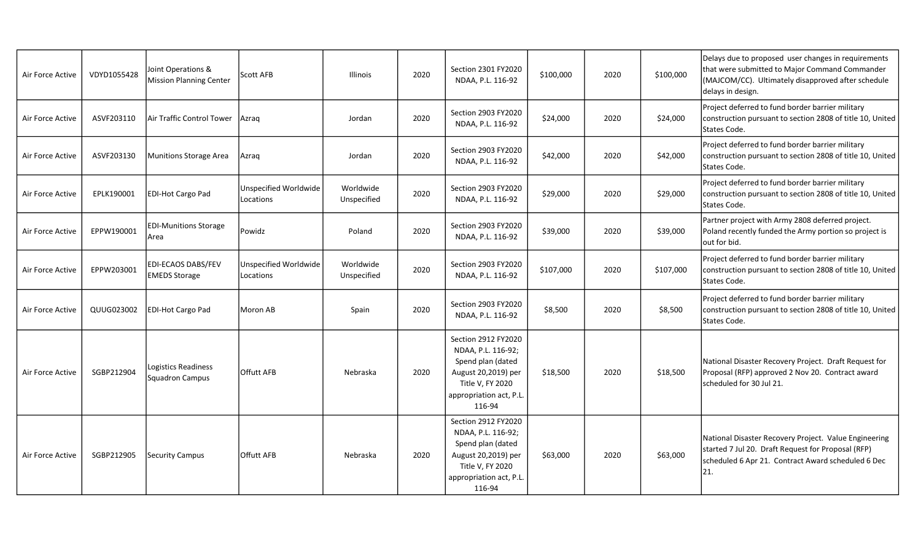| | | | | | | | | | | |
|---|---|---|---|---|---|---|---|---|---|---|
| Air Force Active | VDYD1055428 | Joint Operations & Mission Planning Center | Scott AFB | Illinois | 2020 | Section 2301 FY2020 NDAA, P.L. 116-92 | $100,000 | 2020 | $100,000 | Delays due to proposed user changes in requirements that were submitted to Major Command Commander (MAJCOM/CC). Ultimately disapproved after schedule delays in design. |
| Air Force Active | ASVF203110 | Air Traffic Control Tower | Azraq | Jordan | 2020 | Section 2903 FY2020 NDAA, P.L. 116-92 | $24,000 | 2020 | $24,000 | Project deferred to fund border barrier military construction pursuant to section 2808 of title 10, United States Code. |
| Air Force Active | ASVF203130 | Munitions Storage Area | Azraq | Jordan | 2020 | Section 2903 FY2020 NDAA, P.L. 116-92 | $42,000 | 2020 | $42,000 | Project deferred to fund border barrier military construction pursuant to section 2808 of title 10, United States Code. |
| Air Force Active | EPLK190001 | EDI-Hot Cargo Pad | Unspecified Worldwide Locations | Worldwide Unspecified | 2020 | Section 2903 FY2020 NDAA, P.L. 116-92 | $29,000 | 2020 | $29,000 | Project deferred to fund border barrier military construction pursuant to section 2808 of title 10, United States Code. |
| Air Force Active | EPPW190001 | EDI-Munitions Storage Area | Powidz | Poland | 2020 | Section 2903 FY2020 NDAA, P.L. 116-92 | $39,000 | 2020 | $39,000 | Partner project with Army 2808 deferred project. Poland recently funded the Army portion so project is out for bid. |
| Air Force Active | EPPW203001 | EDI-ECAOS DABS/FEV EMEDS Storage | Unspecified Worldwide Locations | Worldwide Unspecified | 2020 | Section 2903 FY2020 NDAA, P.L. 116-92 | $107,000 | 2020 | $107,000 | Project deferred to fund border barrier military construction pursuant to section 2808 of title 10, United States Code. |
| Air Force Active | QUUG023002 | EDI-Hot Cargo Pad | Moron AB | Spain | 2020 | Section 2903 FY2020 NDAA, P.L. 116-92 | $8,500 | 2020 | $8,500 | Project deferred to fund border barrier military construction pursuant to section 2808 of title 10, United States Code. |
| Air Force Active | SGBP212904 | Logistics Readiness Squadron Campus | Offutt AFB | Nebraska | 2020 | Section 2912 FY2020 NDAA, P.L. 116-92; Spend plan (dated August 20,2019) per Title V, FY 2020 appropriation act, P.L. 116-94 | $18,500 | 2020 | $18,500 | National Disaster Recovery Project. Draft Request for Proposal (RFP) approved 2 Nov 20. Contract award scheduled for 30 Jul 21. |
| Air Force Active | SGBP212905 | Security Campus | Offutt AFB | Nebraska | 2020 | Section 2912 FY2020 NDAA, P.L. 116-92; Spend plan (dated August 20,2019) per Title V, FY 2020 appropriation act, P.L. 116-94 | $63,000 | 2020 | $63,000 | National Disaster Recovery Project. Value Engineering started 7 Jul 20. Draft Request for Proposal (RFP) scheduled 6 Apr 21. Contract Award scheduled 6 Dec 21. |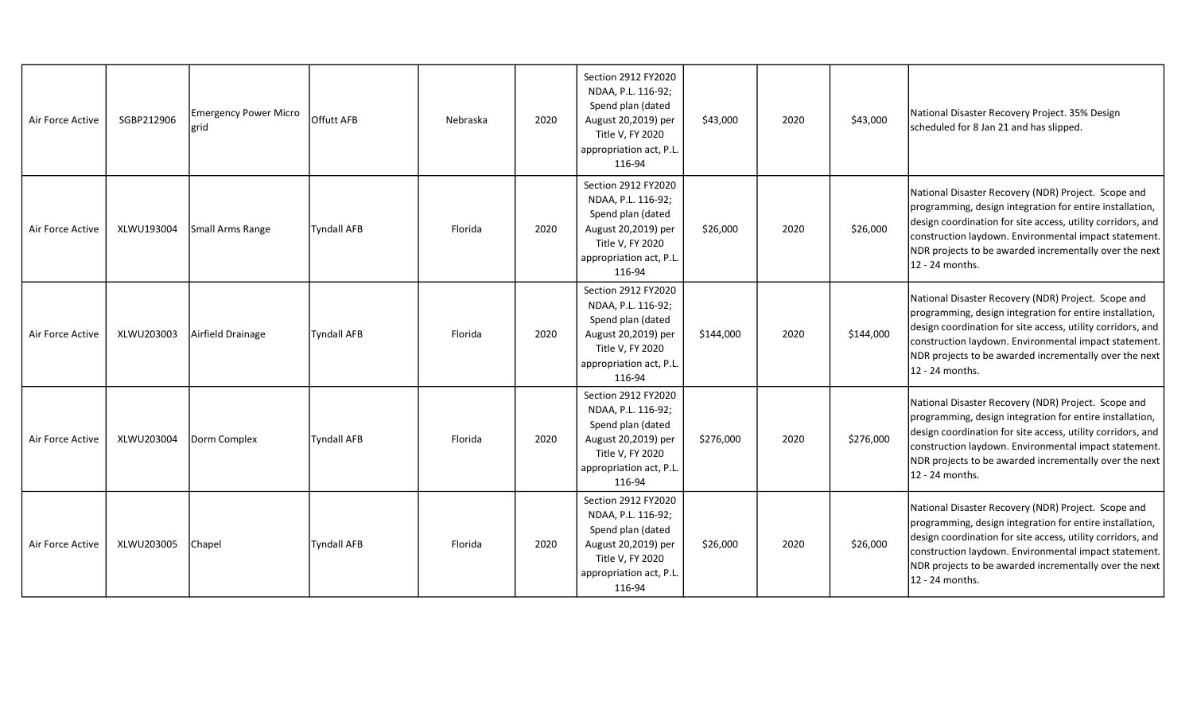| | | | | | | | | | | |
|---|---|---|---|---|---|---|---|---|---|---|
| Air Force Active | SGBP212906 | Emergency Power Micro grid | Offutt AFB | Nebraska | 2020 | Section 2912 FY2020 NDAA, P.L. 116-92; Spend plan (dated August 20,2019) per Title V, FY 2020 appropriation act, P.L. 116-94 | $43,000 | 2020 | $43,000 | National Disaster Recovery Project. 35% Design scheduled for 8 Jan 21 and has slipped. |
| Air Force Active | XLWU193004 | Small Arms Range | Tyndall AFB | Florida | 2020 | Section 2912 FY2020 NDAA, P.L. 116-92; Spend plan (dated August 20,2019) per Title V, FY 2020 appropriation act, P.L. 116-94 | $26,000 | 2020 | $26,000 | National Disaster Recovery (NDR) Project. Scope and programming, design integration for entire installation, design coordination for site access, utility corridors, and construction laydown. Environmental impact statement. NDR projects to be awarded incrementally over the next 12 - 24 months. |
| Air Force Active | XLWU203003 | Airfield Drainage | Tyndall AFB | Florida | 2020 | Section 2912 FY2020 NDAA, P.L. 116-92; Spend plan (dated August 20,2019) per Title V, FY 2020 appropriation act, P.L. 116-94 | $144,000 | 2020 | $144,000 | National Disaster Recovery (NDR) Project. Scope and programming, design integration for entire installation, design coordination for site access, utility corridors, and construction laydown. Environmental impact statement. NDR projects to be awarded incrementally over the next 12 - 24 months. |
| Air Force Active | XLWU203004 | Dorm Complex | Tyndall AFB | Florida | 2020 | Section 2912 FY2020 NDAA, P.L. 116-92; Spend plan (dated August 20,2019) per Title V, FY 2020 appropriation act, P.L. 116-94 | $276,000 | 2020 | $276,000 | National Disaster Recovery (NDR) Project. Scope and programming, design integration for entire installation, design coordination for site access, utility corridors, and construction laydown. Environmental impact statement. NDR projects to be awarded incrementally over the next 12 - 24 months. |
| Air Force Active | XLWU203005 | Chapel | Tyndall AFB | Florida | 2020 | Section 2912 FY2020 NDAA, P.L. 116-92; Spend plan (dated August 20,2019) per Title V, FY 2020 appropriation act, P.L. 116-94 | $26,000 | 2020 | $26,000 | National Disaster Recovery (NDR) Project. Scope and programming, design integration for entire installation, design coordination for site access, utility corridors, and construction laydown. Environmental impact statement. NDR projects to be awarded incrementally over the next 12 - 24 months. |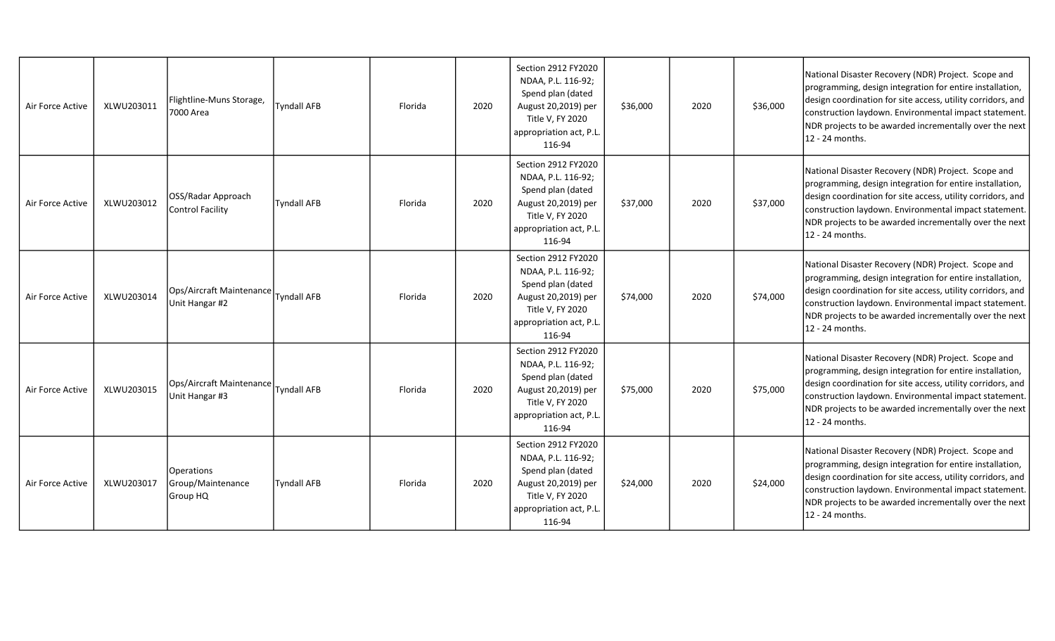| | | | | | | | | | | |
|---|---|---|---|---|---|---|---|---|---|---|
| Air Force Active | XLWU203011 | Flightline-Muns Storage, 7000 Area | Tyndall AFB | Florida | 2020 | Section 2912 FY2020 NDAA, P.L. 116-92; Spend plan (dated August 20,2019) per Title V, FY 2020 appropriation act, P.L. 116-94 | $36,000 | 2020 | $36,000 | National Disaster Recovery (NDR) Project. Scope and programming, design integration for entire installation, design coordination for site access, utility corridors, and construction laydown. Environmental impact statement. NDR projects to be awarded incrementally over the next 12 - 24 months. |
| Air Force Active | XLWU203012 | OSS/Radar Approach Control Facility | Tyndall AFB | Florida | 2020 | Section 2912 FY2020 NDAA, P.L. 116-92; Spend plan (dated August 20,2019) per Title V, FY 2020 appropriation act, P.L. 116-94 | $37,000 | 2020 | $37,000 | National Disaster Recovery (NDR) Project. Scope and programming, design integration for entire installation, design coordination for site access, utility corridors, and construction laydown. Environmental impact statement. NDR projects to be awarded incrementally over the next 12 - 24 months. |
| Air Force Active | XLWU203014 | Ops/Aircraft Maintenance Unit Hangar #2 | Tyndall AFB | Florida | 2020 | Section 2912 FY2020 NDAA, P.L. 116-92; Spend plan (dated August 20,2019) per Title V, FY 2020 appropriation act, P.L. 116-94 | $74,000 | 2020 | $74,000 | National Disaster Recovery (NDR) Project. Scope and programming, design integration for entire installation, design coordination for site access, utility corridors, and construction laydown. Environmental impact statement. NDR projects to be awarded incrementally over the next 12 - 24 months. |
| Air Force Active | XLWU203015 | Ops/Aircraft Maintenance Unit Hangar #3 | Tyndall AFB | Florida | 2020 | Section 2912 FY2020 NDAA, P.L. 116-92; Spend plan (dated August 20,2019) per Title V, FY 2020 appropriation act, P.L. 116-94 | $75,000 | 2020 | $75,000 | National Disaster Recovery (NDR) Project. Scope and programming, design integration for entire installation, design coordination for site access, utility corridors, and construction laydown. Environmental impact statement. NDR projects to be awarded incrementally over the next 12 - 24 months. |
| Air Force Active | XLWU203017 | Operations Group/Maintenance Group HQ | Tyndall AFB | Florida | 2020 | Section 2912 FY2020 NDAA, P.L. 116-92; Spend plan (dated August 20,2019) per Title V, FY 2020 appropriation act, P.L. 116-94 | $24,000 | 2020 | $24,000 | National Disaster Recovery (NDR) Project. Scope and programming, design integration for entire installation, design coordination for site access, utility corridors, and construction laydown. Environmental impact statement. NDR projects to be awarded incrementally over the next 12 - 24 months. |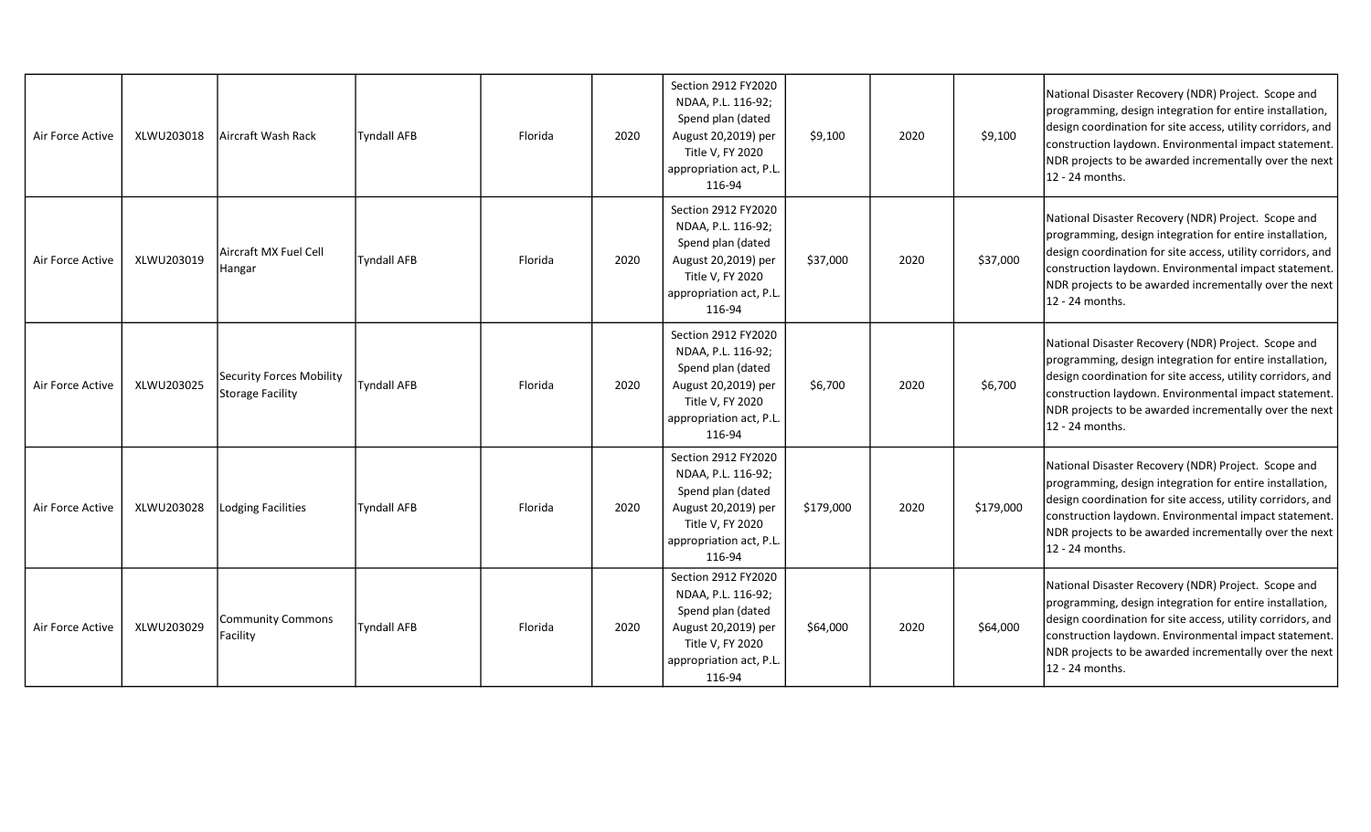| | | | | | | | | | | |
|---|---|---|---|---|---|---|---|---|---|---|
| Air Force Active | XLWU203018 | Aircraft Wash Rack | Tyndall AFB | Florida | 2020 | Section 2912 FY2020 NDAA, P.L. 116-92; Spend plan (dated August 20,2019) per Title V, FY 2020 appropriation act, P.L. 116-94 | $9,100 | 2020 | $9,100 | National Disaster Recovery (NDR) Project. Scope and programming, design integration for entire installation, design coordination for site access, utility corridors, and construction laydown. Environmental impact statement. NDR projects to be awarded incrementally over the next 12 - 24 months. |
| Air Force Active | XLWU203019 | Aircraft MX Fuel Cell Hangar | Tyndall AFB | Florida | 2020 | Section 2912 FY2020 NDAA, P.L. 116-92; Spend plan (dated August 20,2019) per Title V, FY 2020 appropriation act, P.L. 116-94 | $37,000 | 2020 | $37,000 | National Disaster Recovery (NDR) Project. Scope and programming, design integration for entire installation, design coordination for site access, utility corridors, and construction laydown. Environmental impact statement. NDR projects to be awarded incrementally over the next 12 - 24 months. |
| Air Force Active | XLWU203025 | Security Forces Mobility Storage Facility | Tyndall AFB | Florida | 2020 | Section 2912 FY2020 NDAA, P.L. 116-92; Spend plan (dated August 20,2019) per Title V, FY 2020 appropriation act, P.L. 116-94 | $6,700 | 2020 | $6,700 | National Disaster Recovery (NDR) Project. Scope and programming, design integration for entire installation, design coordination for site access, utility corridors, and construction laydown. Environmental impact statement. NDR projects to be awarded incrementally over the next 12 - 24 months. |
| Air Force Active | XLWU203028 | Lodging Facilities | Tyndall AFB | Florida | 2020 | Section 2912 FY2020 NDAA, P.L. 116-92; Spend plan (dated August 20,2019) per Title V, FY 2020 appropriation act, P.L. 116-94 | $179,000 | 2020 | $179,000 | National Disaster Recovery (NDR) Project. Scope and programming, design integration for entire installation, design coordination for site access, utility corridors, and construction laydown. Environmental impact statement. NDR projects to be awarded incrementally over the next 12 - 24 months. |
| Air Force Active | XLWU203029 | Community Commons Facility | Tyndall AFB | Florida | 2020 | Section 2912 FY2020 NDAA, P.L. 116-92; Spend plan (dated August 20,2019) per Title V, FY 2020 appropriation act, P.L. 116-94 | $64,000 | 2020 | $64,000 | National Disaster Recovery (NDR) Project. Scope and programming, design integration for entire installation, design coordination for site access, utility corridors, and construction laydown. Environmental impact statement. NDR projects to be awarded incrementally over the next 12 - 24 months. |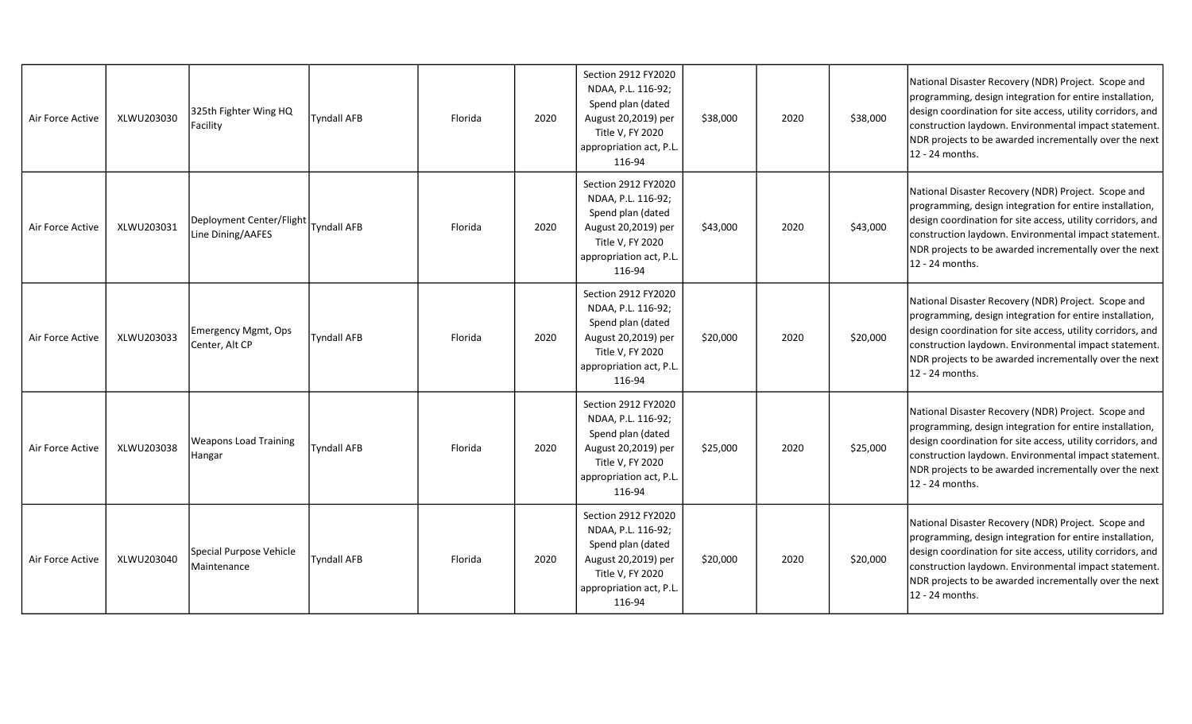| | | | | | | | | | | |
|---|---|---|---|---|---|---|---|---|---|---|
| Air Force Active | XLWU203030 | 325th Fighter Wing HQ Facility | Tyndall AFB | Florida | 2020 | Section 2912 FY2020 NDAA, P.L. 116-92; Spend plan (dated August 20,2019) per Title V, FY 2020 appropriation act, P.L. 116-94 | $38,000 | 2020 | $38,000 | National Disaster Recovery (NDR) Project. Scope and programming, design integration for entire installation, design coordination for site access, utility corridors, and construction laydown. Environmental impact statement. NDR projects to be awarded incrementally over the next 12 - 24 months. |
| Air Force Active | XLWU203031 | Deployment Center/Flight Line Dining/AAFES | Tyndall AFB | Florida | 2020 | Section 2912 FY2020 NDAA, P.L. 116-92; Spend plan (dated August 20,2019) per Title V, FY 2020 appropriation act, P.L. 116-94 | $43,000 | 2020 | $43,000 | National Disaster Recovery (NDR) Project. Scope and programming, design integration for entire installation, design coordination for site access, utility corridors, and construction laydown. Environmental impact statement. NDR projects to be awarded incrementally over the next 12 - 24 months. |
| Air Force Active | XLWU203033 | Emergency Mgmt, Ops Center, Alt CP | Tyndall AFB | Florida | 2020 | Section 2912 FY2020 NDAA, P.L. 116-92; Spend plan (dated August 20,2019) per Title V, FY 2020 appropriation act, P.L. 116-94 | $20,000 | 2020 | $20,000 | National Disaster Recovery (NDR) Project. Scope and programming, design integration for entire installation, design coordination for site access, utility corridors, and construction laydown. Environmental impact statement. NDR projects to be awarded incrementally over the next 12 - 24 months. |
| Air Force Active | XLWU203038 | Weapons Load Training Hangar | Tyndall AFB | Florida | 2020 | Section 2912 FY2020 NDAA, P.L. 116-92; Spend plan (dated August 20,2019) per Title V, FY 2020 appropriation act, P.L. 116-94 | $25,000 | 2020 | $25,000 | National Disaster Recovery (NDR) Project. Scope and programming, design integration for entire installation, design coordination for site access, utility corridors, and construction laydown. Environmental impact statement. NDR projects to be awarded incrementally over the next 12 - 24 months. |
| Air Force Active | XLWU203040 | Special Purpose Vehicle Maintenance | Tyndall AFB | Florida | 2020 | Section 2912 FY2020 NDAA, P.L. 116-92; Spend plan (dated August 20,2019) per Title V, FY 2020 appropriation act, P.L. 116-94 | $20,000 | 2020 | $20,000 | National Disaster Recovery (NDR) Project. Scope and programming, design integration for entire installation, design coordination for site access, utility corridors, and construction laydown. Environmental impact statement. NDR projects to be awarded incrementally over the next 12 - 24 months. |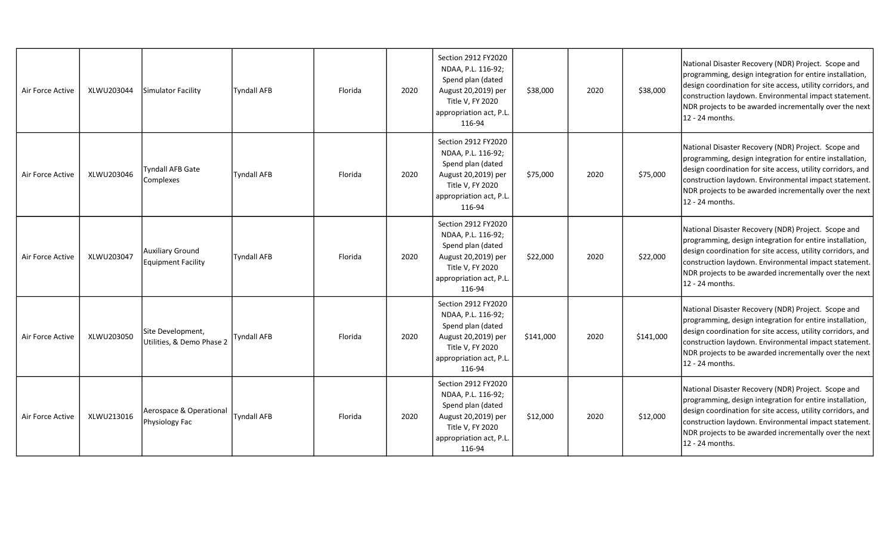| | | | | | | | | | | |
|---|---|---|---|---|---|---|---|---|---|---|
| Air Force Active | XLWU203044 | Simulator Facility | Tyndall AFB | Florida | 2020 | Section 2912 FY2020 NDAA, P.L. 116-92; Spend plan (dated August 20,2019) per Title V, FY 2020 appropriation act, P.L. 116-94 | $38,000 | 2020 | $38,000 | National Disaster Recovery (NDR) Project. Scope and programming, design integration for entire installation, design coordination for site access, utility corridors, and construction laydown. Environmental impact statement. NDR projects to be awarded incrementally over the next 12 - 24 months. |
| Air Force Active | XLWU203046 | Tyndall AFB Gate Complexes | Tyndall AFB | Florida | 2020 | Section 2912 FY2020 NDAA, P.L. 116-92; Spend plan (dated August 20,2019) per Title V, FY 2020 appropriation act, P.L. 116-94 | $75,000 | 2020 | $75,000 | National Disaster Recovery (NDR) Project. Scope and programming, design integration for entire installation, design coordination for site access, utility corridors, and construction laydown. Environmental impact statement. NDR projects to be awarded incrementally over the next 12 - 24 months. |
| Air Force Active | XLWU203047 | Auxiliary Ground Equipment Facility | Tyndall AFB | Florida | 2020 | Section 2912 FY2020 NDAA, P.L. 116-92; Spend plan (dated August 20,2019) per Title V, FY 2020 appropriation act, P.L. 116-94 | $22,000 | 2020 | $22,000 | National Disaster Recovery (NDR) Project. Scope and programming, design integration for entire installation, design coordination for site access, utility corridors, and construction laydown. Environmental impact statement. NDR projects to be awarded incrementally over the next 12 - 24 months. |
| Air Force Active | XLWU203050 | Site Development, Utilities, & Demo Phase 2 | Tyndall AFB | Florida | 2020 | Section 2912 FY2020 NDAA, P.L. 116-92; Spend plan (dated August 20,2019) per Title V, FY 2020 appropriation act, P.L. 116-94 | $141,000 | 2020 | $141,000 | National Disaster Recovery (NDR) Project. Scope and programming, design integration for entire installation, design coordination for site access, utility corridors, and construction laydown. Environmental impact statement. NDR projects to be awarded incrementally over the next 12 - 24 months. |
| Air Force Active | XLWU213016 | Aerospace & Operational Physiology Fac | Tyndall AFB | Florida | 2020 | Section 2912 FY2020 NDAA, P.L. 116-92; Spend plan (dated August 20,2019) per Title V, FY 2020 appropriation act, P.L. 116-94 | $12,000 | 2020 | $12,000 | National Disaster Recovery (NDR) Project. Scope and programming, design integration for entire installation, design coordination for site access, utility corridors, and construction laydown. Environmental impact statement. NDR projects to be awarded incrementally over the next 12 - 24 months. |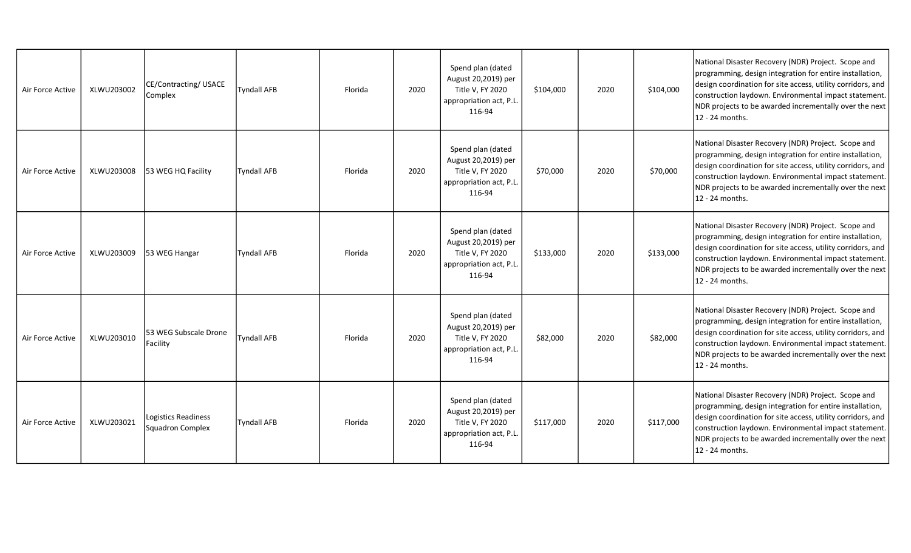| | | | | | | | | | | |
|---|---|---|---|---|---|---|---|---|---|---|
| Air Force Active | XLWU203002 | CE/Contracting/ USACE Complex | Tyndall AFB | Florida | 2020 | Spend plan (dated August 20,2019) per Title V, FY 2020 appropriation act, P.L. 116-94 | $104,000 | 2020 | $104,000 | National Disaster Recovery (NDR) Project. Scope and programming, design integration for entire installation, design coordination for site access, utility corridors, and construction laydown. Environmental impact statement. NDR projects to be awarded incrementally over the next 12 - 24 months. |
| Air Force Active | XLWU203008 | 53 WEG HQ Facility | Tyndall AFB | Florida | 2020 | Spend plan (dated August 20,2019) per Title V, FY 2020 appropriation act, P.L. 116-94 | $70,000 | 2020 | $70,000 | National Disaster Recovery (NDR) Project. Scope and programming, design integration for entire installation, design coordination for site access, utility corridors, and construction laydown. Environmental impact statement. NDR projects to be awarded incrementally over the next 12 - 24 months. |
| Air Force Active | XLWU203009 | 53 WEG Hangar | Tyndall AFB | Florida | 2020 | Spend plan (dated August 20,2019) per Title V, FY 2020 appropriation act, P.L. 116-94 | $133,000 | 2020 | $133,000 | National Disaster Recovery (NDR) Project. Scope and programming, design integration for entire installation, design coordination for site access, utility corridors, and construction laydown. Environmental impact statement. NDR projects to be awarded incrementally over the next 12 - 24 months. |
| Air Force Active | XLWU203010 | 53 WEG Subscale Drone Facility | Tyndall AFB | Florida | 2020 | Spend plan (dated August 20,2019) per Title V, FY 2020 appropriation act, P.L. 116-94 | $82,000 | 2020 | $82,000 | National Disaster Recovery (NDR) Project. Scope and programming, design integration for entire installation, design coordination for site access, utility corridors, and construction laydown. Environmental impact statement. NDR projects to be awarded incrementally over the next 12 - 24 months. |
| Air Force Active | XLWU203021 | Logistics Readiness Squadron Complex | Tyndall AFB | Florida | 2020 | Spend plan (dated August 20,2019) per Title V, FY 2020 appropriation act, P.L. 116-94 | $117,000 | 2020 | $117,000 | National Disaster Recovery (NDR) Project. Scope and programming, design integration for entire installation, design coordination for site access, utility corridors, and construction laydown. Environmental impact statement. NDR projects to be awarded incrementally over the next 12 - 24 months. |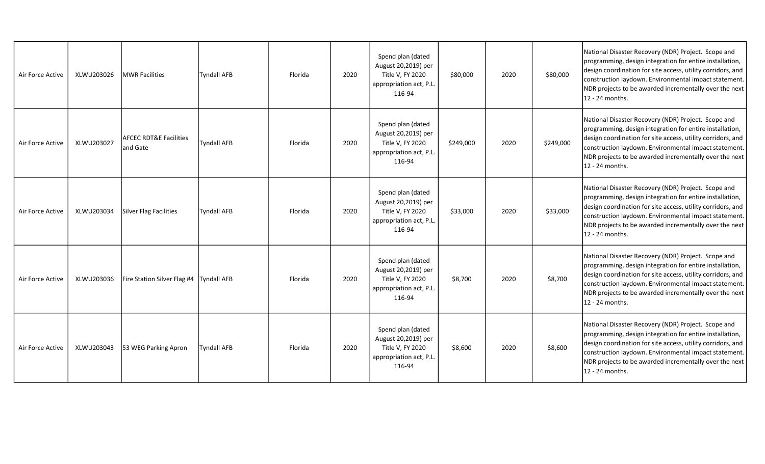| | | | | | | | | | | |
|---|---|---|---|---|---|---|---|---|---|---|
| Air Force Active | XLWU203026 | MWR Facilities | Tyndall AFB | Florida | 2020 | Spend plan (dated August 20,2019) per Title V, FY 2020 appropriation act, P.L. 116-94 | $80,000 | 2020 | $80,000 | National Disaster Recovery (NDR) Project. Scope and programming, design integration for entire installation, design coordination for site access, utility corridors, and construction laydown. Environmental impact statement. NDR projects to be awarded incrementally over the next 12 - 24 months. |
| Air Force Active | XLWU203027 | AFCEC RDT&E Facilities and Gate | Tyndall AFB | Florida | 2020 | Spend plan (dated August 20,2019) per Title V, FY 2020 appropriation act, P.L. 116-94 | $249,000 | 2020 | $249,000 | National Disaster Recovery (NDR) Project. Scope and programming, design integration for entire installation, design coordination for site access, utility corridors, and construction laydown. Environmental impact statement. NDR projects to be awarded incrementally over the next 12 - 24 months. |
| Air Force Active | XLWU203034 | Silver Flag Facilities | Tyndall AFB | Florida | 2020 | Spend plan (dated August 20,2019) per Title V, FY 2020 appropriation act, P.L. 116-94 | $33,000 | 2020 | $33,000 | National Disaster Recovery (NDR) Project. Scope and programming, design integration for entire installation, design coordination for site access, utility corridors, and construction laydown. Environmental impact statement. NDR projects to be awarded incrementally over the next 12 - 24 months. |
| Air Force Active | XLWU203036 | Fire Station Silver Flag #4 | Tyndall AFB | Florida | 2020 | Spend plan (dated August 20,2019) per Title V, FY 2020 appropriation act, P.L. 116-94 | $8,700 | 2020 | $8,700 | National Disaster Recovery (NDR) Project. Scope and programming, design integration for entire installation, design coordination for site access, utility corridors, and construction laydown. Environmental impact statement. NDR projects to be awarded incrementally over the next 12 - 24 months. |
| Air Force Active | XLWU203043 | 53 WEG Parking Apron | Tyndall AFB | Florida | 2020 | Spend plan (dated August 20,2019) per Title V, FY 2020 appropriation act, P.L. 116-94 | $8,600 | 2020 | $8,600 | National Disaster Recovery (NDR) Project. Scope and programming, design integration for entire installation, design coordination for site access, utility corridors, and construction laydown. Environmental impact statement. NDR projects to be awarded incrementally over the next 12 - 24 months. |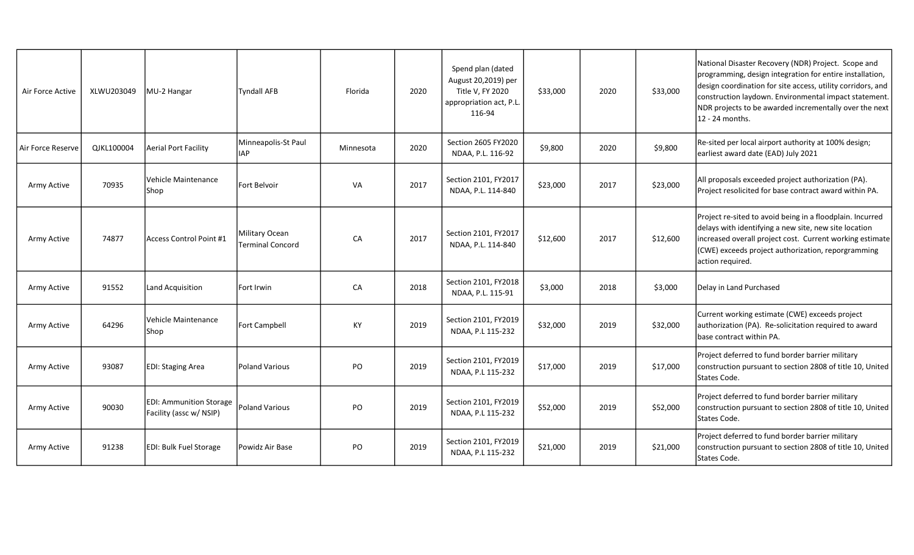| | | | | | | | | | | |
|---|---|---|---|---|---|---|---|---|---|---|
| Air Force Active | XLWU203049 | MU-2 Hangar | Tyndall AFB | Florida | 2020 | Spend plan (dated August 20,2019) per Title V, FY 2020 appropriation act, P.L. 116-94 | $33,000 | 2020 | $33,000 | National Disaster Recovery (NDR) Project. Scope and programming, design integration for entire installation, design coordination for site access, utility corridors, and construction laydown. Environmental impact statement. NDR projects to be awarded incrementally over the next 12 - 24 months. |
| Air Force Reserve | QJKL100004 | Aerial Port Facility | Minneapolis-St Paul IAP | Minnesota | 2020 | Section 2605 FY2020 NDAA, P.L. 116-92 | $9,800 | 2020 | $9,800 | Re-sited per local airport authority at 100% design; earliest award date (EAD) July 2021 |
| Army Active | 70935 | Vehicle Maintenance Shop | Fort Belvoir | VA | 2017 | Section 2101, FY2017 NDAA, P.L. 114-840 | $23,000 | 2017 | $23,000 | All proposals exceeded project authorization (PA). Project resolicited for base contract award within PA. |
| Army Active | 74877 | Access Control Point #1 | Military Ocean Terminal Concord | CA | 2017 | Section 2101, FY2017 NDAA, P.L. 114-840 | $12,600 | 2017 | $12,600 | Project re-sited to avoid being in a floodplain. Incurred delays with identifying a new site, new site location increased overall project cost. Current working estimate (CWE) exceeds project authorization, reporgramming action required. |
| Army Active | 91552 | Land Acquisition | Fort Irwin | CA | 2018 | Section 2101, FY2018 NDAA, P.L. 115-91 | $3,000 | 2018 | $3,000 | Delay in Land Purchased |
| Army Active | 64296 | Vehicle Maintenance Shop | Fort Campbell | KY | 2019 | Section 2101, FY2019 NDAA, P.L 115-232 | $32,000 | 2019 | $32,000 | Current working estimate (CWE) exceeds project authorization (PA). Re-solicitation required to award base contract within PA. |
| Army Active | 93087 | EDI: Staging Area | Poland Various | PO | 2019 | Section 2101, FY2019 NDAA, P.L 115-232 | $17,000 | 2019 | $17,000 | Project deferred to fund border barrier military construction pursuant to section 2808 of title 10, United States Code. |
| Army Active | 90030 | EDI: Ammunition Storage Facility (assc w/ NSIP) | Poland Various | PO | 2019 | Section 2101, FY2019 NDAA, P.L 115-232 | $52,000 | 2019 | $52,000 | Project deferred to fund border barrier military construction pursuant to section 2808 of title 10, United States Code. |
| Army Active | 91238 | EDI: Bulk Fuel Storage | Powidz Air Base | PO | 2019 | Section 2101, FY2019 NDAA, P.L 115-232 | $21,000 | 2019 | $21,000 | Project deferred to fund border barrier military construction pursuant to section 2808 of title 10, United States Code. |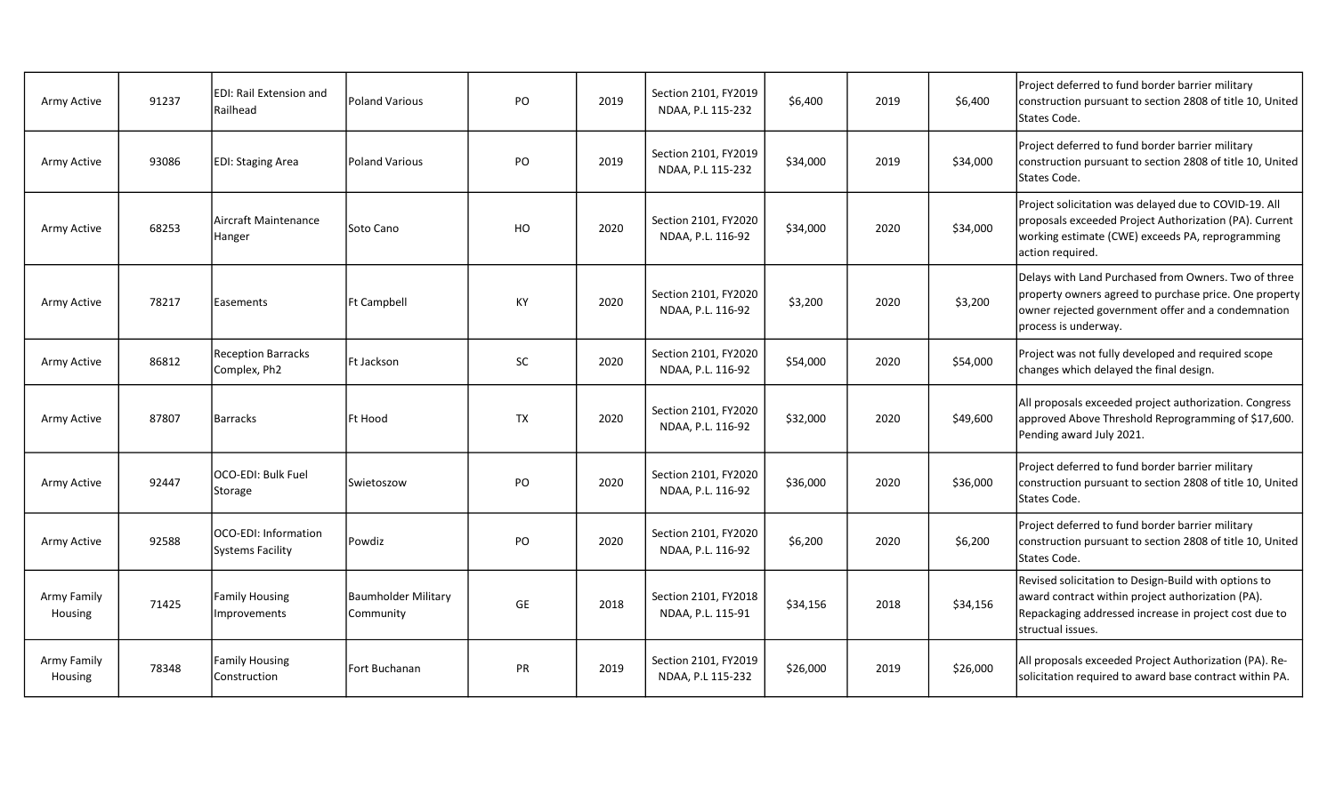| | | | | | | | | | | |
|---|---|---|---|---|---|---|---|---|---|---|
| Army Active | 91237 | EDI: Rail Extension and Railhead | Poland Various | PO | 2019 | Section 2101, FY2019 NDAA, P.L 115-232 | $6,400 | 2019 | $6,400 | Project deferred to fund border barrier military construction pursuant to section 2808 of title 10, United States Code. |
| Army Active | 93086 | EDI: Staging Area | Poland Various | PO | 2019 | Section 2101, FY2019 NDAA, P.L 115-232 | $34,000 | 2019 | $34,000 | Project deferred to fund border barrier military construction pursuant to section 2808 of title 10, United States Code. |
| Army Active | 68253 | Aircraft Maintenance Hanger | Soto Cano | HO | 2020 | Section 2101, FY2020 NDAA, P.L. 116-92 | $34,000 | 2020 | $34,000 | Project solicitation was delayed due to COVID-19. All proposals exceeded Project Authorization (PA). Current working estimate (CWE) exceeds PA, reprogramming action required. |
| Army Active | 78217 | Easements | Ft Campbell | KY | 2020 | Section 2101, FY2020 NDAA, P.L. 116-92 | $3,200 | 2020 | $3,200 | Delays with Land Purchased from Owners. Two of three property owners agreed to purchase price. One property owner rejected government offer and a condemnation process is underway. |
| Army Active | 86812 | Reception Barracks Complex, Ph2 | Ft Jackson | SC | 2020 | Section 2101, FY2020 NDAA, P.L. 116-92 | $54,000 | 2020 | $54,000 | Project was not fully developed and required scope changes which delayed the final design. |
| Army Active | 87807 | Barracks | Ft Hood | TX | 2020 | Section 2101, FY2020 NDAA, P.L. 116-92 | $32,000 | 2020 | $49,600 | All proposals exceeded project authorization. Congress approved Above Threshold Reprogramming of $17,600. Pending award July 2021. |
| Army Active | 92447 | OCO-EDI: Bulk Fuel Storage | Swietoszow | PO | 2020 | Section 2101, FY2020 NDAA, P.L. 116-92 | $36,000 | 2020 | $36,000 | Project deferred to fund border barrier military construction pursuant to section 2808 of title 10, United States Code. |
| Army Active | 92588 | OCO-EDI: Information Systems Facility | Powdiz | PO | 2020 | Section 2101, FY2020 NDAA, P.L. 116-92 | $6,200 | 2020 | $6,200 | Project deferred to fund border barrier military construction pursuant to section 2808 of title 10, United States Code. |
| Army Family Housing | 71425 | Family Housing Improvements | Baumholder Military Community | GE | 2018 | Section 2101, FY2018 NDAA, P.L. 115-91 | $34,156 | 2018 | $34,156 | Revised solicitation to Design-Build with options to award contract within project authorization (PA). Repackaging addressed increase in project cost due to structual issues. |
| Army Family Housing | 78348 | Family Housing Construction | Fort Buchanan | PR | 2019 | Section 2101, FY2019 NDAA, P.L 115-232 | $26,000 | 2019 | $26,000 | All proposals exceeded Project Authorization (PA). Re-solicitation required to award base contract within PA. |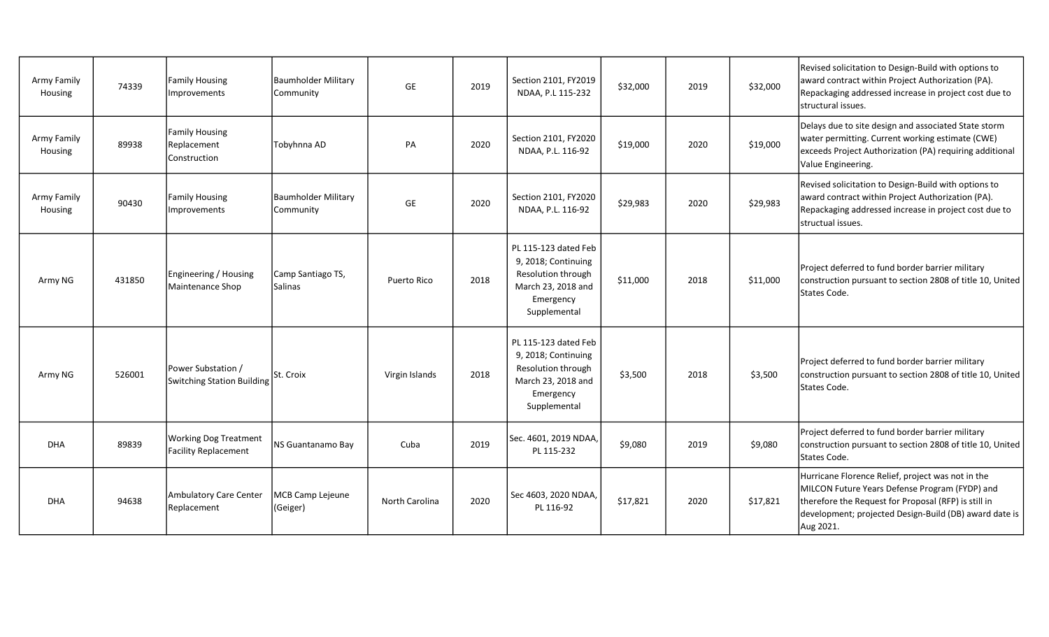| | | | | | | | | | | |
|---|---|---|---|---|---|---|---|---|---|---|
| Army Family Housing | 74339 | Family Housing Improvements | Baumholder Military Community | GE | 2019 | Section 2101, FY2019 NDAA, P.L 115-232 | $32,000 | 2019 | $32,000 | Revised solicitation to Design-Build with options to award contract within Project Authorization (PA). Repackaging addressed increase in project cost due to structural issues. |
| Army Family Housing | 89938 | Family Housing Replacement Construction | Tobyhnna AD | PA | 2020 | Section 2101, FY2020 NDAA, P.L. 116-92 | $19,000 | 2020 | $19,000 | Delays due to site design and associated State storm water permitting. Current working estimate (CWE) exceeds Project Authorization (PA) requiring additional Value Engineering. |
| Army Family Housing | 90430 | Family Housing Improvements | Baumholder Military Community | GE | 2020 | Section 2101, FY2020 NDAA, P.L. 116-92 | $29,983 | 2020 | $29,983 | Revised solicitation to Design-Build with options to award contract within Project Authorization (PA). Repackaging addressed increase in project cost due to structual issues. |
| Army NG | 431850 | Engineering / Housing Maintenance Shop | Camp Santiago TS, Salinas | Puerto Rico | 2018 | PL 115-123 dated Feb 9, 2018; Continuing Resolution through March 23, 2018 and Emergency Supplemental | $11,000 | 2018 | $11,000 | Project deferred to fund border barrier military construction pursuant to section 2808 of title 10, United States Code. |
| Army NG | 526001 | Power Substation / Switching Station Building | St. Croix | Virgin Islands | 2018 | PL 115-123 dated Feb 9, 2018; Continuing Resolution through March 23, 2018 and Emergency Supplemental | $3,500 | 2018 | $3,500 | Project deferred to fund border barrier military construction pursuant to section 2808 of title 10, United States Code. |
| DHA | 89839 | Working Dog Treatment Facility Replacement | NS Guantanamo Bay | Cuba | 2019 | Sec. 4601, 2019 NDAA, PL 115-232 | $9,080 | 2019 | $9,080 | Project deferred to fund border barrier military construction pursuant to section 2808 of title 10, United States Code. |
| DHA | 94638 | Ambulatory Care Center Replacement | MCB Camp Lejeune (Geiger) | North Carolina | 2020 | Sec 4603, 2020 NDAA, PL 116-92 | $17,821 | 2020 | $17,821 | Hurricane Florence Relief, project was not in the MILCON Future Years Defense Program (FYDP) and therefore the Request for Proposal (RFP) is still in development; projected Design-Build (DB) award date is Aug 2021. |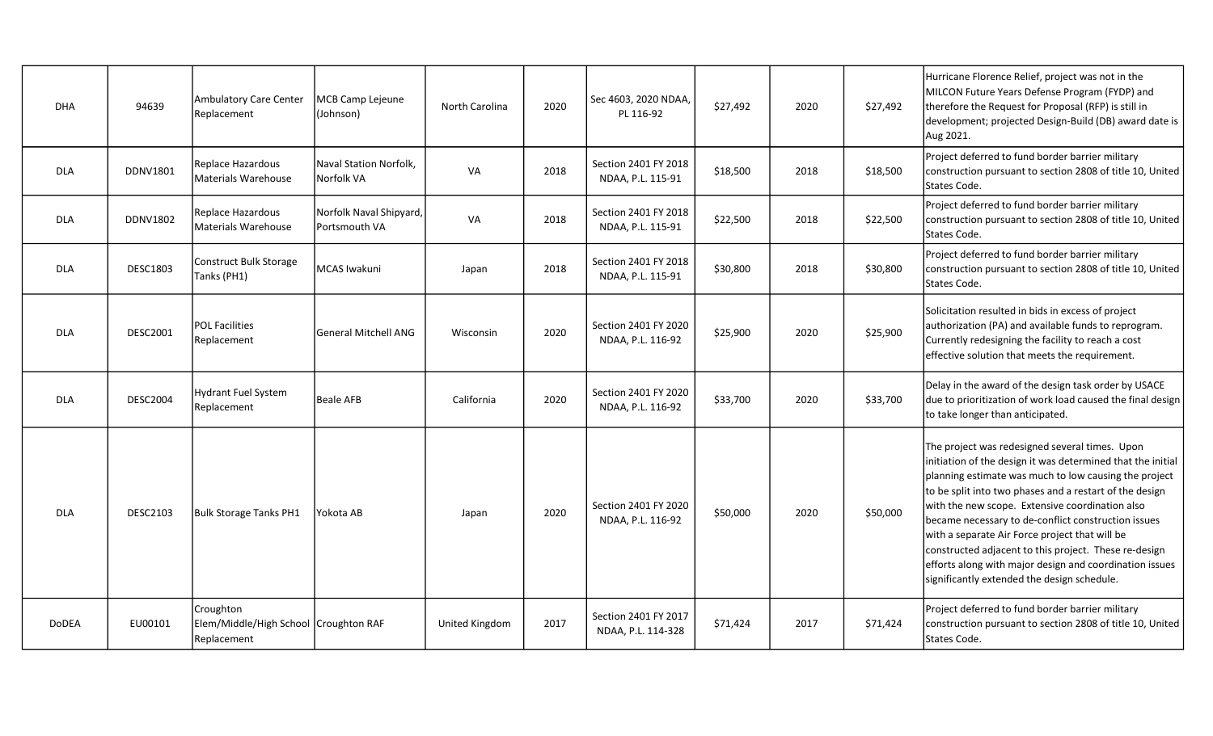| DHA | 94639 | Ambulatory Care Center Replacement | MCB Camp Lejeune (Johnson) | North Carolina | 2020 | Sec 4603, 2020 NDAA, PL 116-92 | $27,492 | 2020 | $27,492 | Hurricane Florence Relief, project was not in the MILCON Future Years Defense Program (FYDP) and therefore the Request for Proposal (RFP) is still in development; projected Design-Build (DB) award date is Aug 2021. |
|---|---|---|---|---|---|---|---|---|---|---|
| DLA | DDNV1801 | Replace Hazardous Materials Warehouse | Naval Station Norfolk, Norfolk VA | VA | 2018 | Section 2401 FY 2018 NDAA, P.L. 115-91 | $18,500 | 2018 | $18,500 | Project deferred to fund border barrier military construction pursuant to section 2808 of title 10, United States Code. |
| DLA | DDNV1802 | Replace Hazardous Materials Warehouse | Norfolk Naval Shipyard, Portsmouth VA | VA | 2018 | Section 2401 FY 2018 NDAA, P.L. 115-91 | $22,500 | 2018 | $22,500 | Project deferred to fund border barrier military construction pursuant to section 2808 of title 10, United States Code. |
| DLA | DESC1803 | Construct Bulk Storage Tanks (PH1) | MCAS Iwakuni | Japan | 2018 | Section 2401 FY 2018 NDAA, P.L. 115-91 | $30,800 | 2018 | $30,800 | Project deferred to fund border barrier military construction pursuant to section 2808 of title 10, United States Code. |
| DLA | DESC2001 | POL Facilities Replacement | General Mitchell ANG | Wisconsin | 2020 | Section 2401 FY 2020 NDAA, P.L. 116-92 | $25,900 | 2020 | $25,900 | Solicitation resulted in bids in excess of project authorization (PA) and available funds to reprogram. Currently redesigning the facility to reach a cost effective solution that meets the requirement. |
| DLA | DESC2004 | Hydrant Fuel System Replacement | Beale AFB | California | 2020 | Section 2401 FY 2020 NDAA, P.L. 116-92 | $33,700 | 2020 | $33,700 | Delay in the award of the design task order by USACE due to prioritization of work load caused the final design to take longer than anticipated. |
| DLA | DESC2103 | Bulk Storage Tanks PH1 | Yokota AB | Japan | 2020 | Section 2401 FY 2020 NDAA, P.L. 116-92 | $50,000 | 2020 | $50,000 | The project was redesigned several times. Upon initiation of the design it was determined that the initial planning estimate was much to low causing the project to be split into two phases and a restart of the design with the new scope. Extensive coordination also became necessary to de-conflict construction issues with a separate Air Force project that will be constructed adjacent to this project. These re-design efforts along with major design and coordination issues significantly extended the design schedule. |
| DoDEA | EU00101 | Croughton Elem/Middle/High School Replacement | Croughton RAF | United Kingdom | 2017 | Section 2401 FY 2017 NDAA, P.L. 114-328 | $71,424 | 2017 | $71,424 | Project deferred to fund border barrier military construction pursuant to section 2808 of title 10, United States Code. |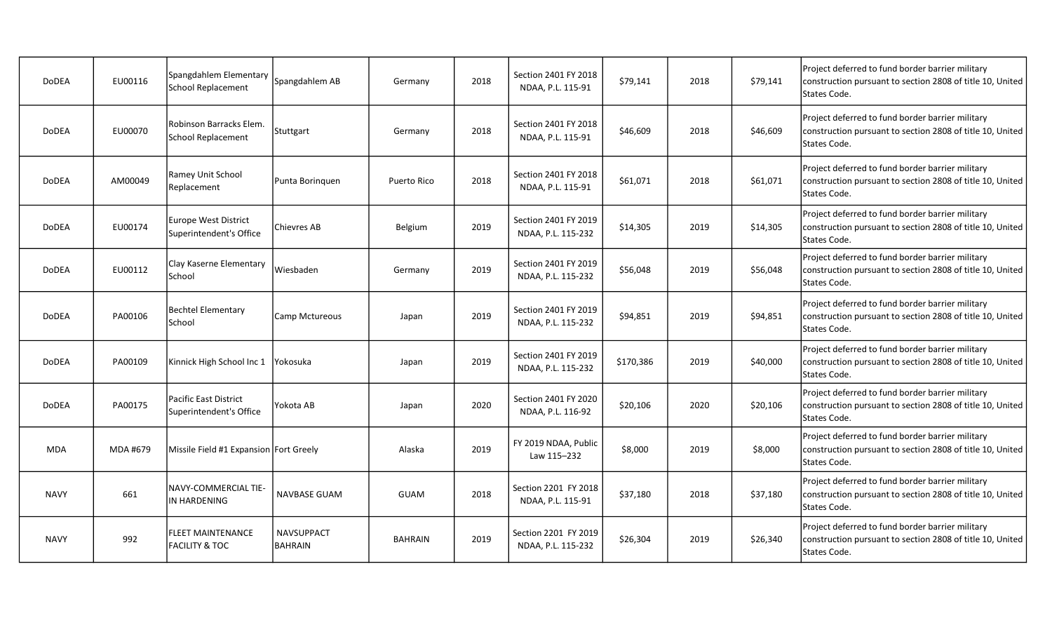| | | | | | | | | | | |
|---|---|---|---|---|---|---|---|---|---|---|
| DoDEA | EU00116 | Spangdahlem Elementary School Replacement | Spangdahlem AB | Germany | 2018 | Section 2401 FY 2018 NDAA, P.L. 115-91 | $79,141 | 2018 | $79,141 | Project deferred to fund border barrier military construction pursuant to section 2808 of title 10, United States Code. |
| DoDEA | EU00070 | Robinson Barracks Elem. School Replacement | Stuttgart | Germany | 2018 | Section 2401 FY 2018 NDAA, P.L. 115-91 | $46,609 | 2018 | $46,609 | Project deferred to fund border barrier military construction pursuant to section 2808 of title 10, United States Code. |
| DoDEA | AM00049 | Ramey Unit School Replacement | Punta Borinquen | Puerto Rico | 2018 | Section 2401 FY 2018 NDAA, P.L. 115-91 | $61,071 | 2018 | $61,071 | Project deferred to fund border barrier military construction pursuant to section 2808 of title 10, United States Code. |
| DoDEA | EU00174 | Europe West District Superintendent's Office | Chievres AB | Belgium | 2019 | Section 2401 FY 2019 NDAA, P.L. 115-232 | $14,305 | 2019 | $14,305 | Project deferred to fund border barrier military construction pursuant to section 2808 of title 10, United States Code. |
| DoDEA | EU00112 | Clay Kaserne Elementary School | Wiesbaden | Germany | 2019 | Section 2401 FY 2019 NDAA, P.L. 115-232 | $56,048 | 2019 | $56,048 | Project deferred to fund border barrier military construction pursuant to section 2808 of title 10, United States Code. |
| DoDEA | PA00106 | Bechtel Elementary School | Camp Mctureous | Japan | 2019 | Section 2401 FY 2019 NDAA, P.L. 115-232 | $94,851 | 2019 | $94,851 | Project deferred to fund border barrier military construction pursuant to section 2808 of title 10, United States Code. |
| DoDEA | PA00109 | Kinnick High School Inc 1 | Yokosuka | Japan | 2019 | Section 2401 FY 2019 NDAA, P.L. 115-232 | $170,386 | 2019 | $40,000 | Project deferred to fund border barrier military construction pursuant to section 2808 of title 10, United States Code. |
| DoDEA | PA00175 | Pacific East District Superintendent's Office | Yokota AB | Japan | 2020 | Section 2401 FY 2020 NDAA, P.L. 116-92 | $20,106 | 2020 | $20,106 | Project deferred to fund border barrier military construction pursuant to section 2808 of title 10, United States Code. |
| MDA | MDA #679 | Missile Field #1 Expansion | Fort Greely | Alaska | 2019 | FY 2019 NDAA, Public Law 115–232 | $8,000 | 2019 | $8,000 | Project deferred to fund border barrier military construction pursuant to section 2808 of title 10, United States Code. |
| NAVY | 661 | NAVY-COMMERCIAL TIE-IN HARDENING | NAVBASE GUAM | GUAM | 2018 | Section 2201 FY 2018 NDAA, P.L. 115-91 | $37,180 | 2018 | $37,180 | Project deferred to fund border barrier military construction pursuant to section 2808 of title 10, United States Code. |
| NAVY | 992 | FLEET MAINTENANCE FACILITY & TOC | NAVSUPPACT BAHRAIN | BAHRAIN | 2019 | Section 2201 FY 2019 NDAA, P.L. 115-232 | $26,304 | 2019 | $26,340 | Project deferred to fund border barrier military construction pursuant to section 2808 of title 10, United States Code. |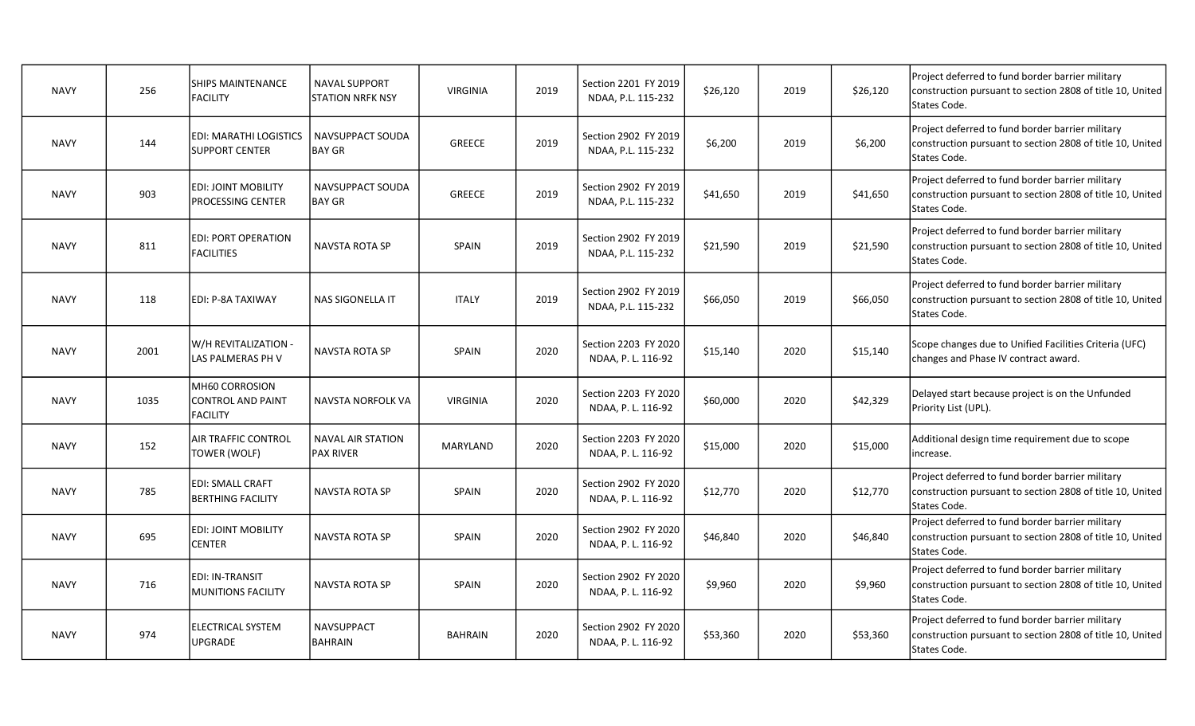| | | | | | | | | | | |
|---|---|---|---|---|---|---|---|---|---|---|
| NAVY | 256 | SHIPS MAINTENANCE FACILITY | NAVAL SUPPORT STATION NRFK NSY | VIRGINIA | 2019 | Section 2201 FY 2019 NDAA, P.L. 115-232 | $26,120 | 2019 | $26,120 | Project deferred to fund border barrier military construction pursuant to section 2808 of title 10, United States Code. |
| NAVY | 144 | EDI: MARATHI LOGISTICS SUPPORT CENTER | NAVSUPPACT SOUDA BAY GR | GREECE | 2019 | Section 2902 FY 2019 NDAA, P.L. 115-232 | $6,200 | 2019 | $6,200 | Project deferred to fund border barrier military construction pursuant to section 2808 of title 10, United States Code. |
| NAVY | 903 | EDI: JOINT MOBILITY PROCESSING CENTER | NAVSUPPACT SOUDA BAY GR | GREECE | 2019 | Section 2902 FY 2019 NDAA, P.L. 115-232 | $41,650 | 2019 | $41,650 | Project deferred to fund border barrier military construction pursuant to section 2808 of title 10, United States Code. |
| NAVY | 811 | EDI: PORT OPERATION FACILITIES | NAVSTA ROTA SP | SPAIN | 2019 | Section 2902 FY 2019 NDAA, P.L. 115-232 | $21,590 | 2019 | $21,590 | Project deferred to fund border barrier military construction pursuant to section 2808 of title 10, United States Code. |
| NAVY | 118 | EDI: P-8A TAXIWAY | NAS SIGONELLA IT | ITALY | 2019 | Section 2902 FY 2019 NDAA, P.L. 115-232 | $66,050 | 2019 | $66,050 | Project deferred to fund border barrier military construction pursuant to section 2808 of title 10, United States Code. |
| NAVY | 2001 | W/H REVITALIZATION - LAS PALMERAS PH V | NAVSTA ROTA SP | SPAIN | 2020 | Section 2203 FY 2020 NDAA, P. L. 116-92 | $15,140 | 2020 | $15,140 | Scope changes due to Unified Facilities Criteria (UFC) changes and Phase IV contract award. |
| NAVY | 1035 | MH60 CORROSION CONTROL AND PAINT FACILITY | NAVSTA NORFOLK VA | VIRGINIA | 2020 | Section 2203 FY 2020 NDAA, P. L. 116-92 | $60,000 | 2020 | $42,329 | Delayed start because project is on the Unfunded Priority List (UPL). |
| NAVY | 152 | AIR TRAFFIC CONTROL TOWER (WOLF) | NAVAL AIR STATION PAX RIVER | MARYLAND | 2020 | Section 2203 FY 2020 NDAA, P. L. 116-92 | $15,000 | 2020 | $15,000 | Additional design time requirement due to scope increase. |
| NAVY | 785 | EDI: SMALL CRAFT BERTHING FACILITY | NAVSTA ROTA SP | SPAIN | 2020 | Section 2902 FY 2020 NDAA, P. L. 116-92 | $12,770 | 2020 | $12,770 | Project deferred to fund border barrier military construction pursuant to section 2808 of title 10, United States Code. |
| NAVY | 695 | EDI: JOINT MOBILITY CENTER | NAVSTA ROTA SP | SPAIN | 2020 | Section 2902 FY 2020 NDAA, P. L. 116-92 | $46,840 | 2020 | $46,840 | Project deferred to fund border barrier military construction pursuant to section 2808 of title 10, United States Code. |
| NAVY | 716 | EDI: IN-TRANSIT MUNITIONS FACILITY | NAVSTA ROTA SP | SPAIN | 2020 | Section 2902 FY 2020 NDAA, P. L. 116-92 | $9,960 | 2020 | $9,960 | Project deferred to fund border barrier military construction pursuant to section 2808 of title 10, United States Code. |
| NAVY | 974 | ELECTRICAL SYSTEM UPGRADE | NAVSUPPACT BAHRAIN | BAHRAIN | 2020 | Section 2902 FY 2020 NDAA, P. L. 116-92 | $53,360 | 2020 | $53,360 | Project deferred to fund border barrier military construction pursuant to section 2808 of title 10, United States Code. |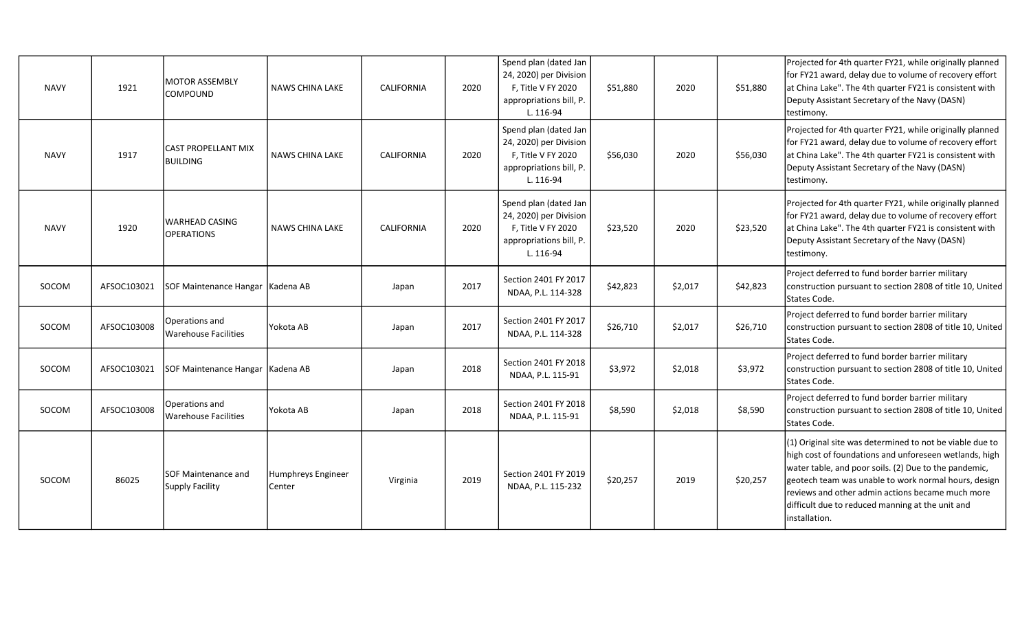| | | | | | | | | | |
|---|---|---|---|---|---|---|---|---|---|
| NAVY | 1921 | MOTOR ASSEMBLY COMPOUND | NAWS CHINA LAKE | CALIFORNIA | 2020 | Spend plan (dated Jan 24, 2020) per Division F, Title V FY 2020 appropriations bill, P. L. 116-94 | $51,880 | 2020 | $51,880 | Projected for 4th quarter FY21, while originally planned for FY21 award, delay due to volume of recovery effort at China Lake". The 4th quarter FY21 is consistent with Deputy Assistant Secretary of the Navy (DASN) testimony. |
| NAVY | 1917 | CAST PROPELLANT MIX BUILDING | NAWS CHINA LAKE | CALIFORNIA | 2020 | Spend plan (dated Jan 24, 2020) per Division F, Title V FY 2020 appropriations bill, P. L. 116-94 | $56,030 | 2020 | $56,030 | Projected for 4th quarter FY21, while originally planned for FY21 award, delay due to volume of recovery effort at China Lake". The 4th quarter FY21 is consistent with Deputy Assistant Secretary of the Navy (DASN) testimony. |
| NAVY | 1920 | WARHEAD CASING OPERATIONS | NAWS CHINA LAKE | CALIFORNIA | 2020 | Spend plan (dated Jan 24, 2020) per Division F, Title V FY 2020 appropriations bill, P. L. 116-94 | $23,520 | 2020 | $23,520 | Projected for 4th quarter FY21, while originally planned for FY21 award, delay due to volume of recovery effort at China Lake". The 4th quarter FY21 is consistent with Deputy Assistant Secretary of the Navy (DASN) testimony. |
| SOCOM | AFSOC103021 | SOF Maintenance Hangar | Kadena AB | Japan | 2017 | Section 2401 FY 2017 NDAA, P.L. 114-328 | $42,823 | $2,017 | $42,823 | Project deferred to fund border barrier military construction pursuant to section 2808 of title 10, United States Code. |
| SOCOM | AFSOC103008 | Operations and Warehouse Facilities | Yokota AB | Japan | 2017 | Section 2401 FY 2017 NDAA, P.L. 114-328 | $26,710 | $2,017 | $26,710 | Project deferred to fund border barrier military construction pursuant to section 2808 of title 10, United States Code. |
| SOCOM | AFSOC103021 | SOF Maintenance Hangar | Kadena AB | Japan | 2018 | Section 2401 FY 2018 NDAA, P.L. 115-91 | $3,972 | $2,018 | $3,972 | Project deferred to fund border barrier military construction pursuant to section 2808 of title 10, United States Code. |
| SOCOM | AFSOC103008 | Operations and Warehouse Facilities | Yokota AB | Japan | 2018 | Section 2401 FY 2018 NDAA, P.L. 115-91 | $8,590 | $2,018 | $8,590 | Project deferred to fund border barrier military construction pursuant to section 2808 of title 10, United States Code. |
| SOCOM | 86025 | SOF Maintenance and Supply Facility | Humphreys Engineer Center | Virginia | 2019 | Section 2401 FY 2019 NDAA, P.L. 115-232 | $20,257 | 2019 | $20,257 | (1) Original site was determined to not be viable due to high cost of foundations and unforeseen wetlands, high water table, and poor soils. (2) Due to the pandemic, geotech team was unable to work normal hours, design reviews and other admin actions became much more difficult due to reduced manning at the unit and installation. |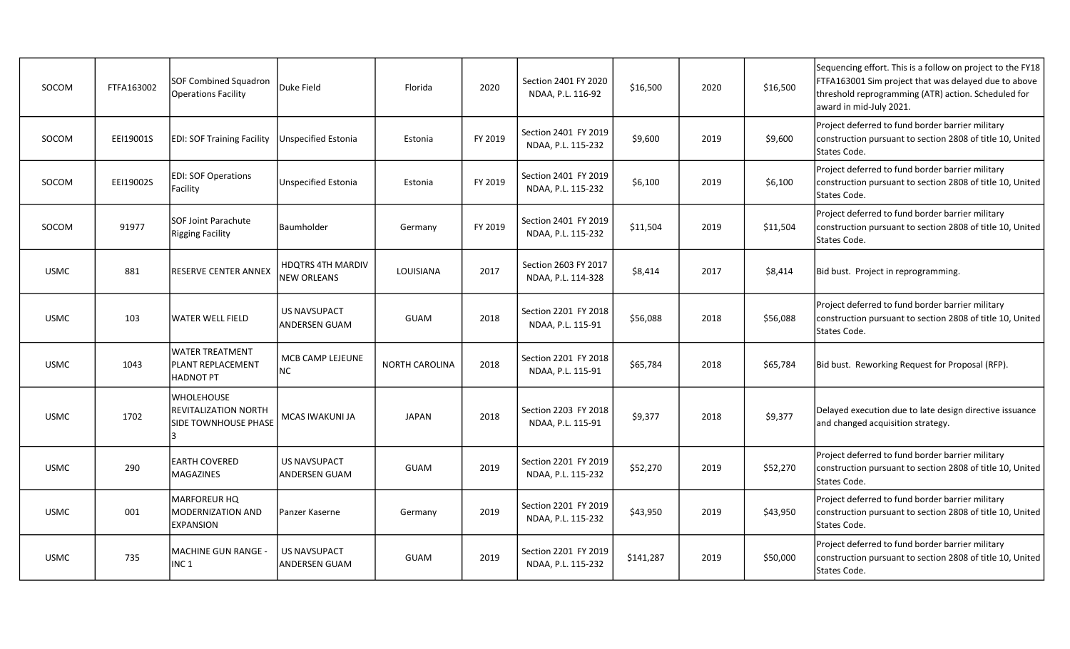| SOCOM | FTFA163002 | SOF Combined Squadron Operations Facility | Duke Field | Florida | 2020 | Section 2401 FY 2020 NDAA, P.L. 116-92 | $16,500 | 2020 | $16,500 | Sequencing effort. This is a follow on project to the FY18 FTFA163001 Sim project that was delayed due to above threshold reprogramming (ATR) action. Scheduled for award in mid-July 2021. |
|---|---|---|---|---|---|---|---|---|---|---|
| SOCOM | EEI19001S | EDI: SOF Training Facility | Unspecified Estonia | Estonia | FY 2019 | Section 2401 FY 2019 NDAA, P.L. 115-232 | $9,600 | 2019 | $9,600 | Project deferred to fund border barrier military construction pursuant to section 2808 of title 10, United States Code. |
| SOCOM | EEI19002S | EDI: SOF Operations Facility | Unspecified Estonia | Estonia | FY 2019 | Section 2401 FY 2019 NDAA, P.L. 115-232 | $6,100 | 2019 | $6,100 | Project deferred to fund border barrier military construction pursuant to section 2808 of title 10, United States Code. |
| SOCOM | 91977 | SOF Joint Parachute Rigging Facility | Baumholder | Germany | FY 2019 | Section 2401 FY 2019 NDAA, P.L. 115-232 | $11,504 | 2019 | $11,504 | Project deferred to fund border barrier military construction pursuant to section 2808 of title 10, United States Code. |
| USMC | 881 | RESERVE CENTER ANNEX | HDQTRS 4TH MARDIV NEW ORLEANS | LOUISIANA | 2017 | Section 2603 FY 2017 NDAA, P.L. 114-328 | $8,414 | 2017 | $8,414 | Bid bust. Project in reprogramming. |
| USMC | 103 | WATER WELL FIELD | US NAVSUPACT ANDERSEN GUAM | GUAM | 2018 | Section 2201 FY 2018 NDAA, P.L. 115-91 | $56,088 | 2018 | $56,088 | Project deferred to fund border barrier military construction pursuant to section 2808 of title 10, United States Code. |
| USMC | 1043 | WATER TREATMENT PLANT REPLACEMENT HADNOT PT | MCB CAMP LEJEUNE NC | NORTH CAROLINA | 2018 | Section 2201 FY 2018 NDAA, P.L. 115-91 | $65,784 | 2018 | $65,784 | Bid bust. Reworking Request for Proposal (RFP). |
| USMC | 1702 | WHOLEHOUSE REVITALIZATION NORTH SIDE TOWNHOUSE PHASE 3 | MCAS IWAKUNI JA | JAPAN | 2018 | Section 2203 FY 2018 NDAA, P.L. 115-91 | $9,377 | 2018 | $9,377 | Delayed execution due to late design directive issuance and changed acquisition strategy. |
| USMC | 290 | EARTH COVERED MAGAZINES | US NAVSUPACT ANDERSEN GUAM | GUAM | 2019 | Section 2201 FY 2019 NDAA, P.L. 115-232 | $52,270 | 2019 | $52,270 | Project deferred to fund border barrier military construction pursuant to section 2808 of title 10, United States Code. |
| USMC | 001 | MARFOREUR HQ MODERNIZATION AND EXPANSION | Panzer Kaserne | Germany | 2019 | Section 2201 FY 2019 NDAA, P.L. 115-232 | $43,950 | 2019 | $43,950 | Project deferred to fund border barrier military construction pursuant to section 2808 of title 10, United States Code. |
| USMC | 735 | MACHINE GUN RANGE - INC 1 | US NAVSUPACT ANDERSEN GUAM | GUAM | 2019 | Section 2201 FY 2019 NDAA, P.L. 115-232 | $141,287 | 2019 | $50,000 | Project deferred to fund border barrier military construction pursuant to section 2808 of title 10, United States Code. |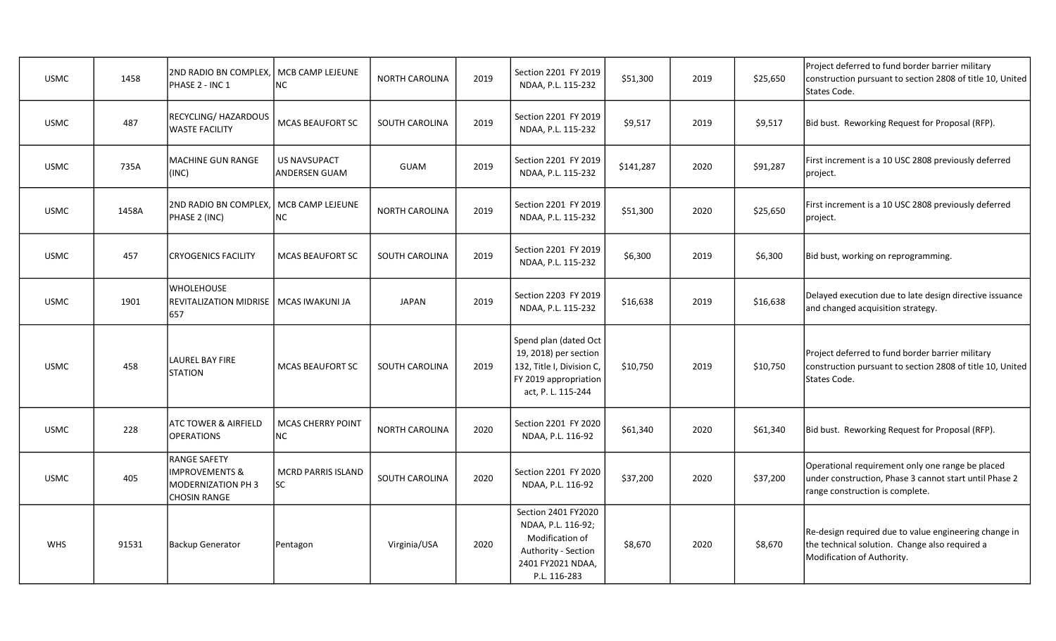| | | | | | | | | | | |
|---|---|---|---|---|---|---|---|---|---|---|
| USMC | 1458 | 2ND RADIO BN COMPLEX, PHASE 2 - INC 1 | MCB CAMP LEJEUNE NC | NORTH CAROLINA | 2019 | Section 2201 FY 2019 NDAA, P.L. 115-232 | $51,300 | 2019 | $25,650 | Project deferred to fund border barrier military construction pursuant to section 2808 of title 10, United States Code. |
| USMC | 487 | RECYCLING/ HAZARDOUS WASTE FACILITY | MCAS BEAUFORT SC | SOUTH CAROLINA | 2019 | Section 2201 FY 2019 NDAA, P.L. 115-232 | $9,517 | 2019 | $9,517 | Bid bust. Reworking Request for Proposal (RFP). |
| USMC | 735A | MACHINE GUN RANGE (INC) | US NAVSUPACT ANDERSEN GUAM | GUAM | 2019 | Section 2201 FY 2019 NDAA, P.L. 115-232 | $141,287 | 2020 | $91,287 | First increment is a 10 USC 2808 previously deferred project. |
| USMC | 1458A | 2ND RADIO BN COMPLEX, PHASE 2 (INC) | MCB CAMP LEJEUNE NC | NORTH CAROLINA | 2019 | Section 2201 FY 2019 NDAA, P.L. 115-232 | $51,300 | 2020 | $25,650 | First increment is a 10 USC 2808 previously deferred project. |
| USMC | 457 | CRYOGENICS FACILITY | MCAS BEAUFORT SC | SOUTH CAROLINA | 2019 | Section 2201 FY 2019 NDAA, P.L. 115-232 | $6,300 | 2019 | $6,300 | Bid bust, working on reprogramming. |
| USMC | 1901 | WHOLEHOUSE REVITALIZATION MIDRISE 657 | MCAS IWAKUNI JA | JAPAN | 2019 | Section 2203 FY 2019 NDAA, P.L. 115-232 | $16,638 | 2019 | $16,638 | Delayed execution due to late design directive issuance and changed acquisition strategy. |
| USMC | 458 | LAUREL BAY FIRE STATION | MCAS BEAUFORT SC | SOUTH CAROLINA | 2019 | Spend plan (dated Oct 19, 2018) per section 132, Title I, Division C, FY 2019 appropriation act, P. L. 115-244 | $10,750 | 2019 | $10,750 | Project deferred to fund border barrier military construction pursuant to section 2808 of title 10, United States Code. |
| USMC | 228 | ATC TOWER & AIRFIELD OPERATIONS | MCAS CHERRY POINT NC | NORTH CAROLINA | 2020 | Section 2201 FY 2020 NDAA, P.L. 116-92 | $61,340 | 2020 | $61,340 | Bid bust. Reworking Request for Proposal (RFP). |
| USMC | 405 | RANGE SAFETY IMPROVEMENTS & MODERNIZATION PH 3 CHOSIN RANGE | MCRD PARRIS ISLAND SC | SOUTH CAROLINA | 2020 | Section 2201 FY 2020 NDAA, P.L. 116-92 | $37,200 | 2020 | $37,200 | Operational requirement only one range be placed under construction, Phase 3 cannot start until Phase 2 range construction is complete. |
| WHS | 91531 | Backup Generator | Pentagon | Virginia/USA | 2020 | Section 2401 FY2020 NDAA, P.L. 116-92; Modification of Authority - Section 2401 FY2021 NDAA, P.L. 116-283 | $8,670 | 2020 | $8,670 | Re-design required due to value engineering change in the technical solution. Change also required a Modification of Authority. |